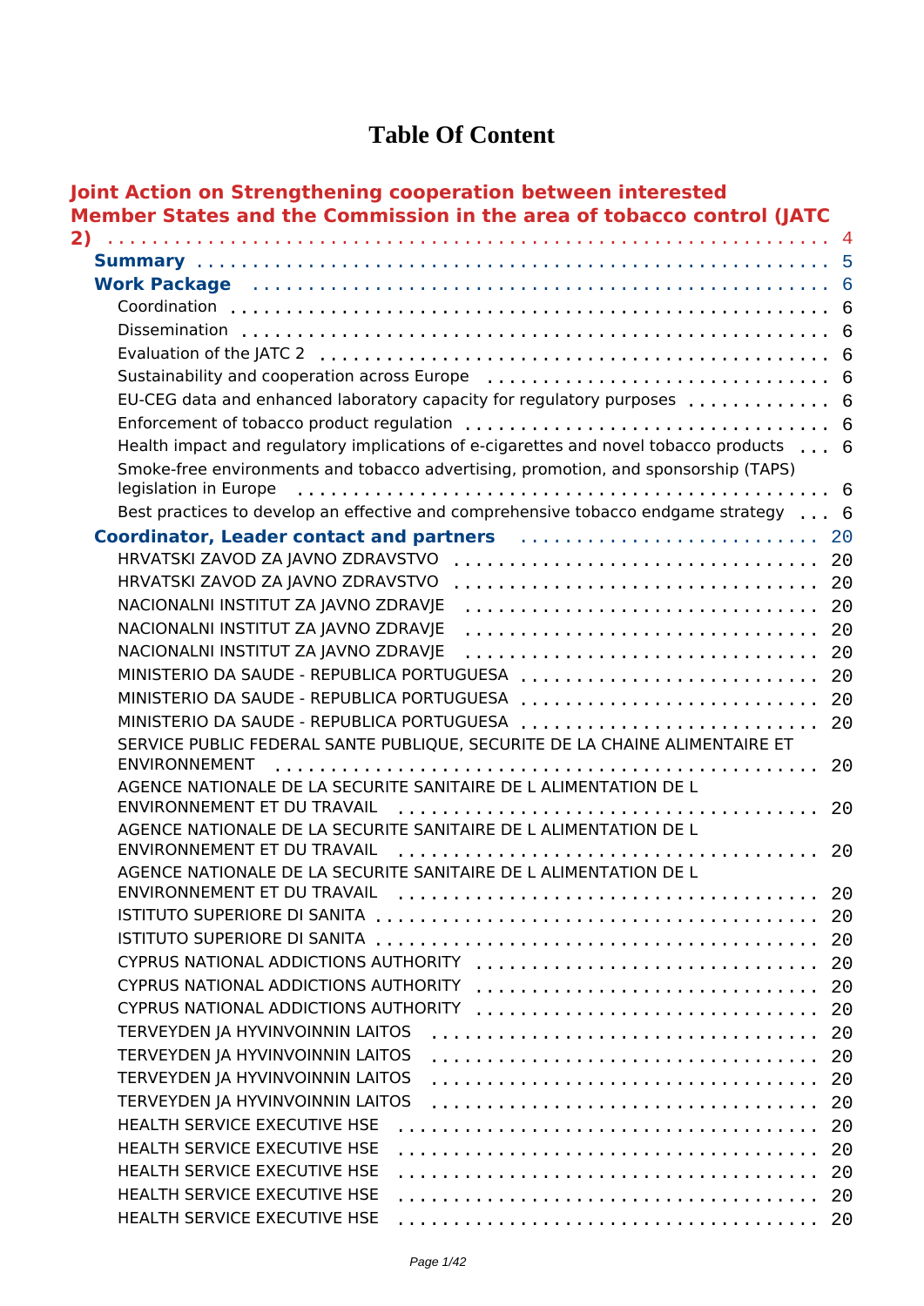# Table Of Content

**Joint Action on Strengthening cooperation between interested Member States and the Commission in the area of tobacco control (JATC 2)** ........ 4

- **Summary** ........ 5
- **Work Package** ........ 6
  - Coordination ........ 6
  - Dissemination ........ 6
  - Evaluation of the JATC 2 ........ 6
  - Sustainability and cooperation across Europe ........ 6
  - EU-CEG data and enhanced laboratory capacity for regulatory purposes ........ 6
  - Enforcement of tobacco product regulation ........ 6
  - Health impact and regulatory implications of e-cigarettes and novel tobacco products ........ 6
  - Smoke-free environments and tobacco advertising, promotion, and sponsorship (TAPS) legislation in Europe ........ 6
  - Best practices to develop an effective and comprehensive tobacco endgame strategy ........ 6
- **Coordinator, Leader contact and partners** ........ 20
  - HRVATSKI ZAVOD ZA JAVNO ZDRAVSTVO ........ 20
  - HRVATSKI ZAVOD ZA JAVNO ZDRAVSTVO ........ 20
  - NACIONALNI INSTITUT ZA JAVNO ZDRAVJE ........ 20
  - NACIONALNI INSTITUT ZA JAVNO ZDRAVJE ........ 20
  - NACIONALNI INSTITUT ZA JAVNO ZDRAVJE ........ 20
  - MINISTERIO DA SAUDE - REPUBLICA PORTUGUESA ........ 20
  - MINISTERIO DA SAUDE - REPUBLICA PORTUGUESA ........ 20
  - MINISTERIO DA SAUDE - REPUBLICA PORTUGUESA ........ 20
  - SERVICE PUBLIC FEDERAL SANTE PUBLIQUE, SECURITE DE LA CHAINE ALIMENTAIRE ET ENVIRONNEMENT ........ 20
  - AGENCE NATIONALE DE LA SECURITE SANITAIRE DE L ALIMENTATION DE L ENVIRONNEMENT ET DU TRAVAIL ........ 20
  - AGENCE NATIONALE DE LA SECURITE SANITAIRE DE L ALIMENTATION DE L ENVIRONNEMENT ET DU TRAVAIL ........ 20
  - AGENCE NATIONALE DE LA SECURITE SANITAIRE DE L ALIMENTATION DE L ENVIRONNEMENT ET DU TRAVAIL ........ 20
  - ISTITUTO SUPERIORE DI SANITA ........ 20
  - ISTITUTO SUPERIORE DI SANITA ........ 20
  - CYPRUS NATIONAL ADDICTIONS AUTHORITY ........ 20
  - CYPRUS NATIONAL ADDICTIONS AUTHORITY ........ 20
  - CYPRUS NATIONAL ADDICTIONS AUTHORITY ........ 20
  - TERVEYDEN JA HYVINVOINNIN LAITOS ........ 20
  - TERVEYDEN JA HYVINVOINNIN LAITOS ........ 20
  - TERVEYDEN JA HYVINVOINNIN LAITOS ........ 20
  - TERVEYDEN JA HYVINVOINNIN LAITOS ........ 20
  - HEALTH SERVICE EXECUTIVE HSE ........ 20
  - HEALTH SERVICE EXECUTIVE HSE ........ 20
  - HEALTH SERVICE EXECUTIVE HSE ........ 20
  - HEALTH SERVICE EXECUTIVE HSE ........ 20
  - HEALTH SERVICE EXECUTIVE HSE ........ 20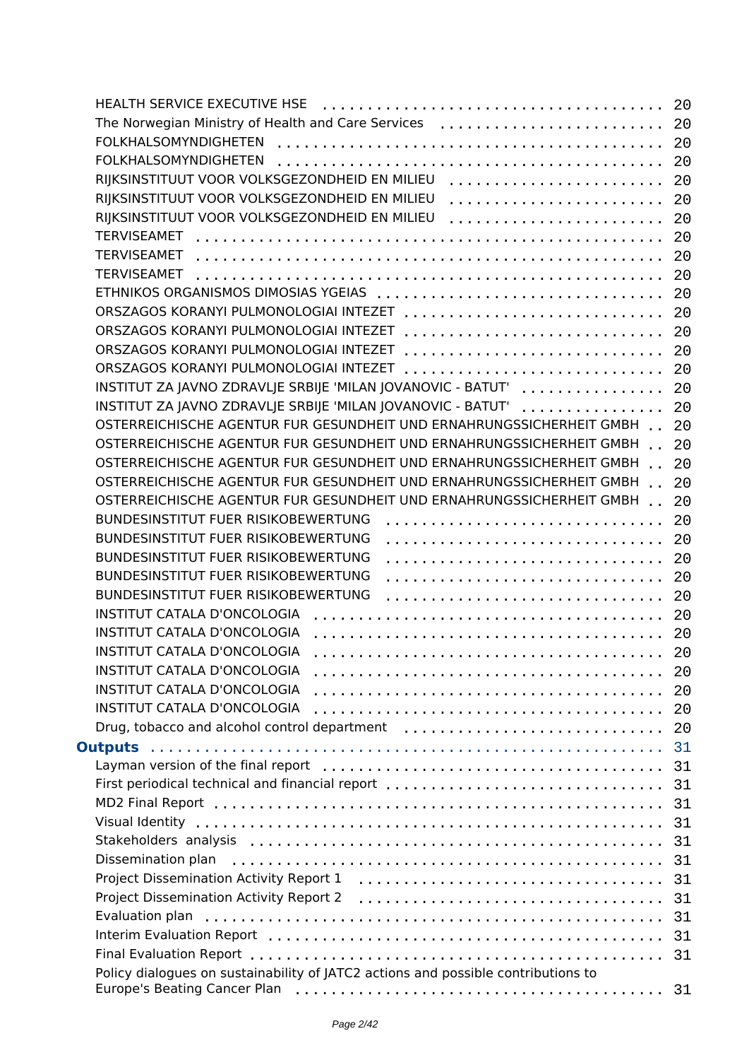HEALTH SERVICE EXECUTIVE HSE . . . . . . . . . . . . . . . . . . . . . . . . . . . . . . . . . . . . 20
The Norwegian Ministry of Health and Care Services . . . . . . . . . . . . . . . . . . . . . . . 20
FOLKHALSOMYNDIGHETEN . . . . . . . . . . . . . . . . . . . . . . . . . . . . . . . . . . . . . . . . 20
FOLKHALSOMYNDIGHETEN . . . . . . . . . . . . . . . . . . . . . . . . . . . . . . . . . . . . . . . . 20
RIJKSINSTITUUT VOOR VOLKSGEZONDHEID EN MILIEU . . . . . . . . . . . . . . . . . . . . . . 20
RIJKSINSTITUUT VOOR VOLKSGEZONDHEID EN MILIEU . . . . . . . . . . . . . . . . . . . . . . 20
RIJKSINSTITUUT VOOR VOLKSGEZONDHEID EN MILIEU . . . . . . . . . . . . . . . . . . . . . . 20
TERVISEAMET . . . . . . . . . . . . . . . . . . . . . . . . . . . . . . . . . . . . . . . . . . . . . . 20
TERVISEAMET . . . . . . . . . . . . . . . . . . . . . . . . . . . . . . . . . . . . . . . . . . . . . . 20
TERVISEAMET . . . . . . . . . . . . . . . . . . . . . . . . . . . . . . . . . . . . . . . . . . . . . . 20
ETHNIKOS ORGANISMOS DIMOSIAS YGEIAS . . . . . . . . . . . . . . . . . . . . . . . . . . . . 20
ORSZAGOS KORANYI PULMONOLOGIAI INTEZET . . . . . . . . . . . . . . . . . . . . . . . . . . 20
ORSZAGOS KORANYI PULMONOLOGIAI INTEZET . . . . . . . . . . . . . . . . . . . . . . . . . . 20
ORSZAGOS KORANYI PULMONOLOGIAI INTEZET . . . . . . . . . . . . . . . . . . . . . . . . . . 20
ORSZAGOS KORANYI PULMONOLOGIAI INTEZET . . . . . . . . . . . . . . . . . . . . . . . . . . 20
INSTITUT ZA JAVNO ZDRAVLJE SRBIJE 'MILAN JOVANOVIC - BATUT' . . . . . . . . . . . . . . . . 20
INSTITUT ZA JAVNO ZDRAVLJE SRBIJE 'MILAN JOVANOVIC - BATUT' . . . . . . . . . . . . . . . . 20
OSTERREICHISCHE AGENTUR FUR GESUNDHEIT UND ERNAHRUNGSSICHERHEIT GMBH . . 20
OSTERREICHISCHE AGENTUR FUR GESUNDHEIT UND ERNAHRUNGSSICHERHEIT GMBH . . 20
OSTERREICHISCHE AGENTUR FUR GESUNDHEIT UND ERNAHRUNGSSICHERHEIT GMBH . . 20
OSTERREICHISCHE AGENTUR FUR GESUNDHEIT UND ERNAHRUNGSSICHERHEIT GMBH . . 20
OSTERREICHISCHE AGENTUR FUR GESUNDHEIT UND ERNAHRUNGSSICHERHEIT GMBH . . 20
BUNDESINSTITUT FUER RISIKOBEWERTUNG . . . . . . . . . . . . . . . . . . . . . . . . . . . . . 20
BUNDESINSTITUT FUER RISIKOBEWERTUNG . . . . . . . . . . . . . . . . . . . . . . . . . . . . . 20
BUNDESINSTITUT FUER RISIKOBEWERTUNG . . . . . . . . . . . . . . . . . . . . . . . . . . . . . 20
BUNDESINSTITUT FUER RISIKOBEWERTUNG . . . . . . . . . . . . . . . . . . . . . . . . . . . . . 20
BUNDESINSTITUT FUER RISIKOBEWERTUNG . . . . . . . . . . . . . . . . . . . . . . . . . . . . . 20
INSTITUT CATALA D'ONCOLOGIA . . . . . . . . . . . . . . . . . . . . . . . . . . . . . . . . . . . 20
INSTITUT CATALA D'ONCOLOGIA . . . . . . . . . . . . . . . . . . . . . . . . . . . . . . . . . . . 20
INSTITUT CATALA D'ONCOLOGIA . . . . . . . . . . . . . . . . . . . . . . . . . . . . . . . . . . . 20
INSTITUT CATALA D'ONCOLOGIA . . . . . . . . . . . . . . . . . . . . . . . . . . . . . . . . . . . 20
INSTITUT CATALA D'ONCOLOGIA . . . . . . . . . . . . . . . . . . . . . . . . . . . . . . . . . . . 20
INSTITUT CATALA D'ONCOLOGIA . . . . . . . . . . . . . . . . . . . . . . . . . . . . . . . . . . . 20
Drug, tobacco and alcohol control department . . . . . . . . . . . . . . . . . . . . . . . . . . . 20

**Outputs . . . . . . . . . . . . . . . . . . . . . . . . . . . . . . . . . . . . . . . . . . . . . . . . . . 31**

Layman version of the final report . . . . . . . . . . . . . . . . . . . . . . . . . . . . . . . . . . 31
First periodical technical and financial report . . . . . . . . . . . . . . . . . . . . . . . . . . . . 31
MD2 Final Report . . . . . . . . . . . . . . . . . . . . . . . . . . . . . . . . . . . . . . . . . . . . . 31
Visual Identity . . . . . . . . . . . . . . . . . . . . . . . . . . . . . . . . . . . . . . . . . . . . . . . 31
Stakeholders analysis . . . . . . . . . . . . . . . . . . . . . . . . . . . . . . . . . . . . . . . . . . . 31
Dissemination plan . . . . . . . . . . . . . . . . . . . . . . . . . . . . . . . . . . . . . . . . . . . . 31
Project Dissemination Activity Report 1 . . . . . . . . . . . . . . . . . . . . . . . . . . . . . . . . 31
Project Dissemination Activity Report 2 . . . . . . . . . . . . . . . . . . . . . . . . . . . . . . . . 31
Evaluation plan . . . . . . . . . . . . . . . . . . . . . . . . . . . . . . . . . . . . . . . . . . . . . . . 31
Interim Evaluation Report . . . . . . . . . . . . . . . . . . . . . . . . . . . . . . . . . . . . . . . . 31
Final Evaluation Report . . . . . . . . . . . . . . . . . . . . . . . . . . . . . . . . . . . . . . . . . . 31
Policy dialogues on sustainability of JATC2 actions and possible contributions to Europe's Beating Cancer Plan . . . . . . . . . . . . . . . . . . . . . . . . . . . . . . . . . . . . . . 31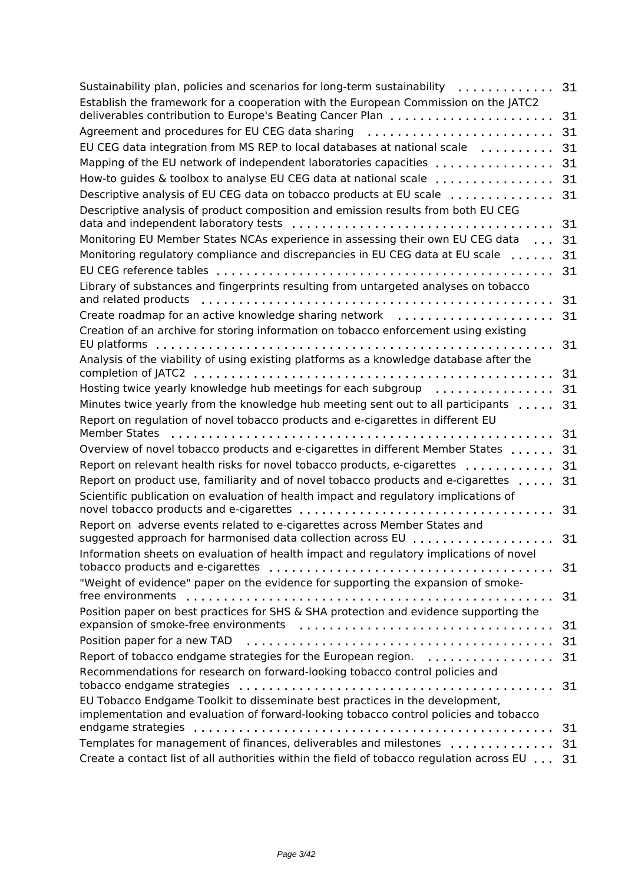Sustainability plan, policies and scenarios for long-term sustainability ............. 31

Establish the framework for a cooperation with the European Commission on the JATC2 deliverables contribution to Europe's Beating Cancer Plan ..................... 31

Agreement and procedures for EU CEG data sharing ........................ 31

EU CEG data integration from MS REP to local databases at national scale .......... 31

Mapping of the EU network of independent laboratories capacities ................ 31

How-to guides & toolbox to analyse EU CEG data at national scale ................ 31

Descriptive analysis of EU CEG data on tobacco products at EU scale ............. 31

Descriptive analysis of product composition and emission results from both EU CEG data and independent laboratory tests .................................. 31

Monitoring EU Member States NCAs experience in assessing their own EU CEG data ... 31

Monitoring regulatory compliance and discrepancies in EU CEG data at EU scale ...... 31

EU CEG reference tables ............................................ 31

Library of substances and fingerprints resulting from untargeted analyses on tobacco and related products ............................................. 31

Create roadmap for an active knowledge sharing network .................... 31

Creation of an archive for storing information on tobacco enforcement using existing EU platforms ...................................................... 31

Analysis of the viability of using existing platforms as a knowledge database after the completion of JATC2 ................................................. 31

Hosting twice yearly knowledge hub meetings for each subgroup ................ 31

Minutes twice yearly from the knowledge hub meeting sent out to all participants ..... 31

Report on regulation of novel tobacco products and e-cigarettes in different EU Member States ................................................... 31

Overview of novel tobacco products and e-cigarettes in different Member States ...... 31

Report on relevant health risks for novel tobacco products, e-cigarettes ........... 31

Report on product use, familiarity and of novel tobacco products and e-cigarettes ..... 31

Scientific publication on evaluation of health impact and regulatory implications of novel tobacco products and e-cigarettes ................................. 31

Report on adverse events related to e-cigarettes across Member States and suggested approach for harmonised data collection across EU .................. 31

Information sheets on evaluation of health impact and regulatory implications of novel tobacco products and e-cigarettes ...................................... 31

"Weight of evidence" paper on the evidence for supporting the expansion of smoke-free environments ................................................ 31

Position paper on best practices for SHS & SHA protection and evidence supporting the expansion of smoke-free environments .................................. 31

Position paper for a new TAD ......................................... 31

Report of tobacco endgame strategies for the European region. ................. 31

Recommendations for research on forward-looking tobacco control policies and tobacco endgame strategies ........................................... 31

EU Tobacco Endgame Toolkit to disseminate best practices in the development, implementation and evaluation of forward-looking tobacco control policies and tobacco endgame strategies ................................................ 31

Templates for management of finances, deliverables and milestones ............. 31

Create a contact list of all authorities within the field of tobacco regulation across EU ... 31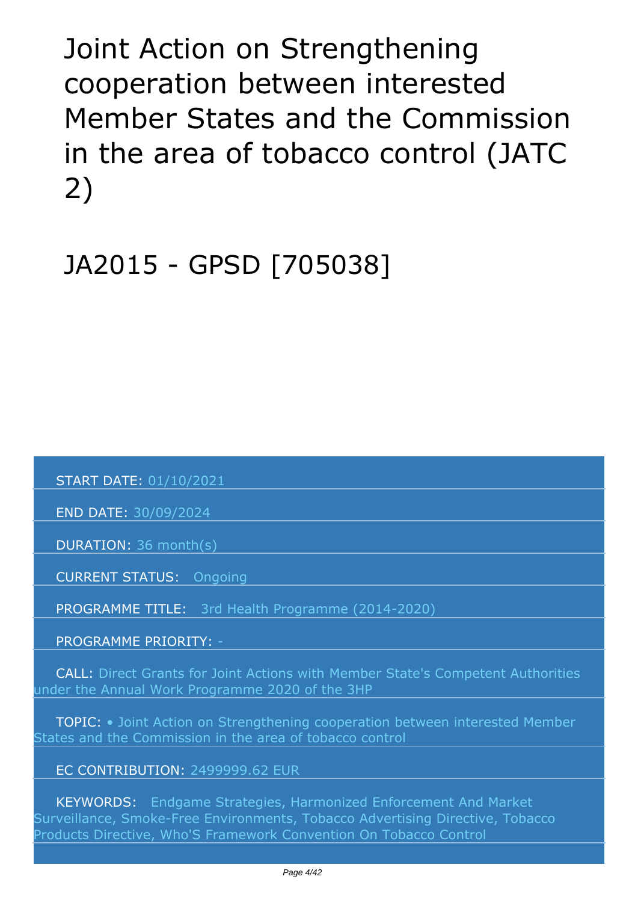# Joint Action on Strengthening cooperation between interested Member States and the Commission in the area of tobacco control (JATC 2)

# JA2015 - GPSD [705038]

START DATE: 01/10/2021

END DATE: 30/09/2024

DURATION: 36 month(s)

CURRENT STATUS: Ongoing

PROGRAMME TITLE: 3rd Health Programme (2014-2020)

PROGRAMME PRIORITY: -

CALL: Direct Grants for Joint Actions with Member State's Competent Authorities under the Annual Work Programme 2020 of the 3HP

TOPIC: • Joint Action on Strengthening cooperation between interested Member States and the Commission in the area of tobacco control

EC CONTRIBUTION: 2499999.62 EUR

KEYWORDS: Endgame Strategies, Harmonized Enforcement And Market Surveillance, Smoke-Free Environments, Tobacco Advertising Directive, Tobacco Products Directive, Who'S Framework Convention On Tobacco Control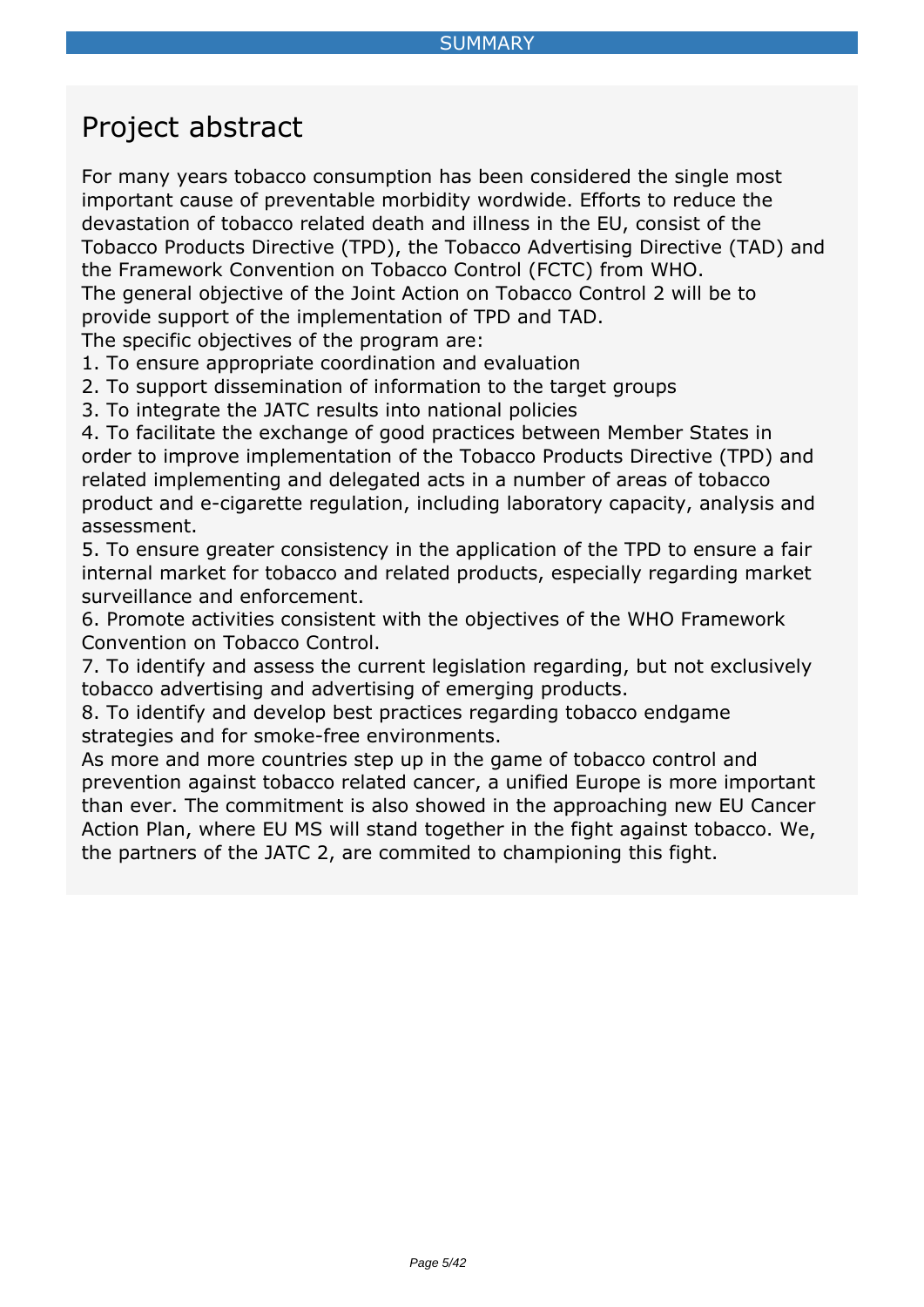SUMMARY

# Project abstract

For many years tobacco consumption has been considered the single most important cause of preventable morbidity wordwide. Efforts to reduce the devastation of tobacco related death and illness in the EU, consist of the Tobacco Products Directive (TPD), the Tobacco Advertising Directive (TAD) and the Framework Convention on Tobacco Control (FCTC) from WHO.
The general objective of the Joint Action on Tobacco Control 2 will be to provide support of the implementation of TPD and TAD.
The specific objectives of the program are:
1. To ensure appropriate coordination and evaluation
2. To support dissemination of information to the target groups
3. To integrate the JATC results into national policies
4. To facilitate the exchange of good practices between Member States in order to improve implementation of the Tobacco Products Directive (TPD) and related implementing and delegated acts in a number of areas of tobacco product and e-cigarette regulation, including laboratory capacity, analysis and assessment.
5. To ensure greater consistency in the application of the TPD to ensure a fair internal market for tobacco and related products, especially regarding market surveillance and enforcement.
6. Promote activities consistent with the objectives of the WHO Framework Convention on Tobacco Control.
7. To identify and assess the current legislation regarding, but not exclusively tobacco advertising and advertising of emerging products.
8. To identify and develop best practices regarding tobacco endgame strategies and for smoke-free environments.

As more and more countries step up in the game of tobacco control and prevention against tobacco related cancer, a unified Europe is more important than ever. The commitment is also showed in the approaching new EU Cancer Action Plan, where EU MS will stand together in the fight against tobacco. We, the partners of the JATC 2, are commited to championing this fight.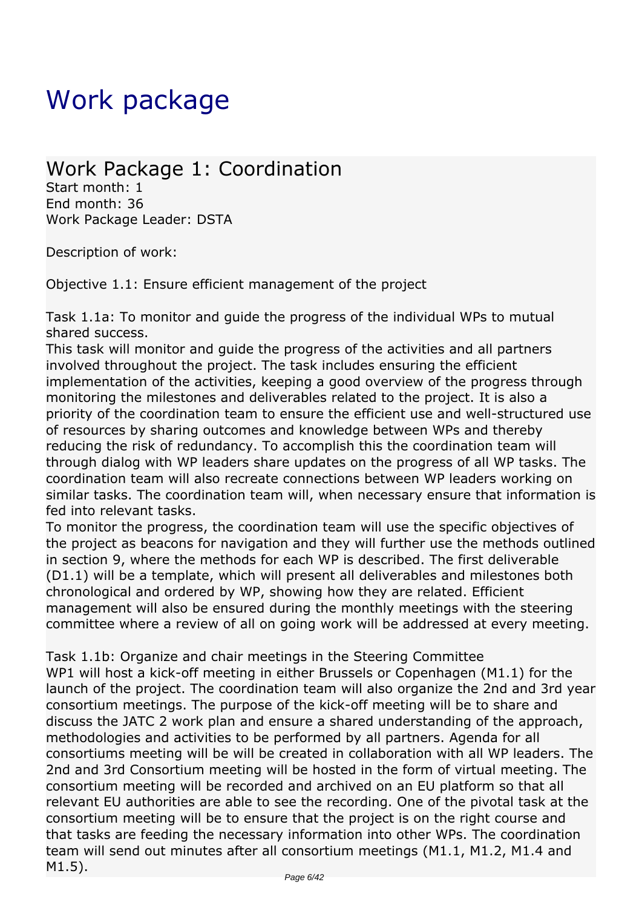# Work package

## Work Package 1: Coordination

Start month: 1
End month: 36
Work Package Leader: DSTA

Description of work:

Objective 1.1: Ensure efficient management of the project

Task 1.1a: To monitor and guide the progress of the individual WPs to mutual shared success.
This task will monitor and guide the progress of the activities and all partners involved throughout the project. The task includes ensuring the efficient implementation of the activities, keeping a good overview of the progress through monitoring the milestones and deliverables related to the project. It is also a priority of the coordination team to ensure the efficient use and well-structured use of resources by sharing outcomes and knowledge between WPs and thereby reducing the risk of redundancy. To accomplish this the coordination team will through dialog with WP leaders share updates on the progress of all WP tasks. The coordination team will also recreate connections between WP leaders working on similar tasks. The coordination team will, when necessary ensure that information is fed into relevant tasks.
To monitor the progress, the coordination team will use the specific objectives of the project as beacons for navigation and they will further use the methods outlined in section 9, where the methods for each WP is described. The first deliverable (D1.1) will be a template, which will present all deliverables and milestones both chronological and ordered by WP, showing how they are related. Efficient management will also be ensured during the monthly meetings with the steering committee where a review of all on going work will be addressed at every meeting.

Task 1.1b: Organize and chair meetings in the Steering Committee
WP1 will host a kick-off meeting in either Brussels or Copenhagen (M1.1) for the launch of the project. The coordination team will also organize the 2nd and 3rd year consortium meetings. The purpose of the kick-off meeting will be to share and discuss the JATC 2 work plan and ensure a shared understanding of the approach, methodologies and activities to be performed by all partners. Agenda for all consortiums meeting will be will be created in collaboration with all WP leaders. The 2nd and 3rd Consortium meeting will be hosted in the form of virtual meeting. The consortium meeting will be recorded and archived on an EU platform so that all relevant EU authorities are able to see the recording. One of the pivotal task at the consortium meeting will be to ensure that the project is on the right course and that tasks are feeding the necessary information into other WPs. The coordination team will send out minutes after all consortium meetings (M1.1, M1.2, M1.4 and M1.5).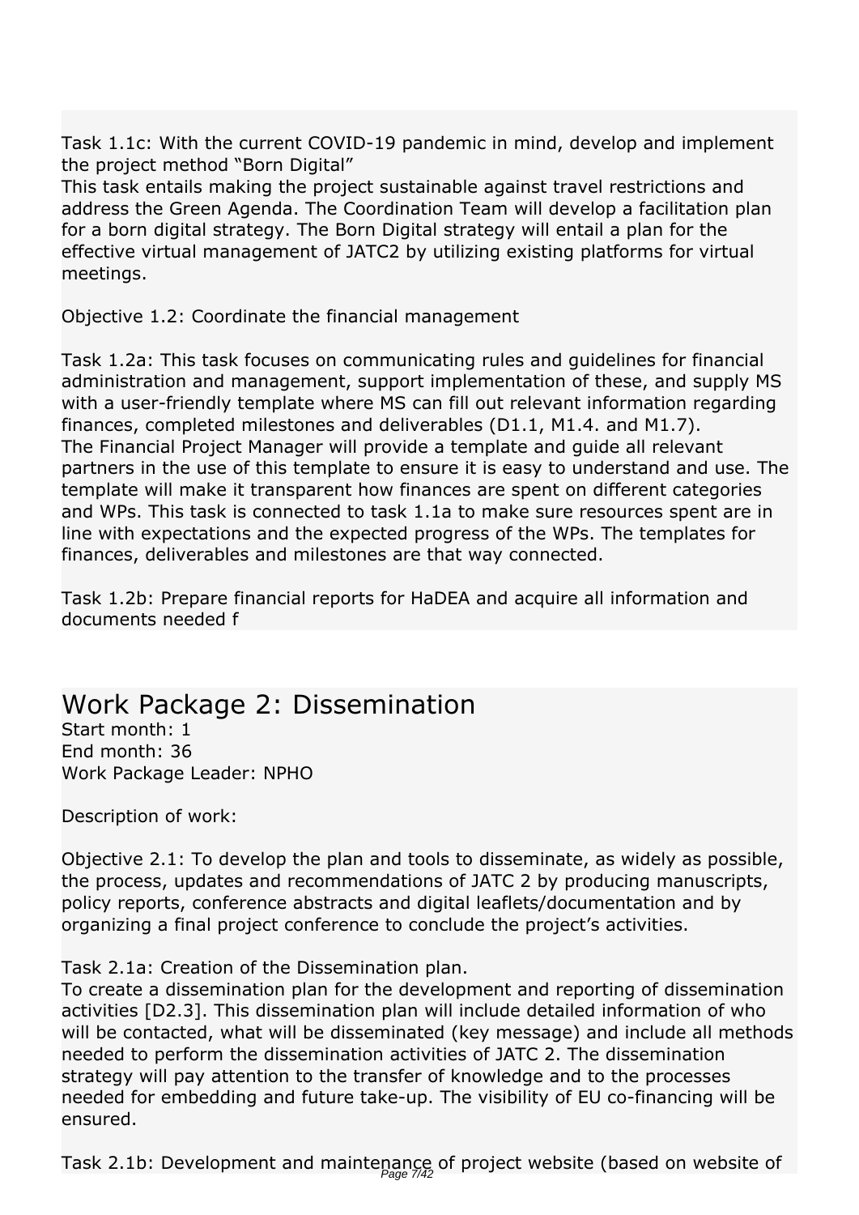Task 1.1c: With the current COVID-19 pandemic in mind, develop and implement the project method “Born Digital”
This task entails making the project sustainable against travel restrictions and address the Green Agenda. The Coordination Team will develop a facilitation plan for a born digital strategy. The Born Digital strategy will entail a plan for the effective virtual management of JATC2 by utilizing existing platforms for virtual meetings.

Objective 1.2: Coordinate the financial management

Task 1.2a: This task focuses on communicating rules and guidelines for financial administration and management, support implementation of these, and supply MS with a user-friendly template where MS can fill out relevant information regarding finances, completed milestones and deliverables (D1.1, M1.4. and M1.7).
The Financial Project Manager will provide a template and guide all relevant partners in the use of this template to ensure it is easy to understand and use. The template will make it transparent how finances are spent on different categories and WPs. This task is connected to task 1.1a to make sure resources spent are in line with expectations and the expected progress of the WPs. The templates for finances, deliverables and milestones are that way connected.

Task 1.2b: Prepare financial reports for HaDEA and acquire all information and documents needed f

# Work Package 2: Dissemination

Start month: 1
End month: 36
Work Package Leader: NPHO

Description of work:

Objective 2.1: To develop the plan and tools to disseminate, as widely as possible, the process, updates and recommendations of JATC 2 by producing manuscripts, policy reports, conference abstracts and digital leaflets/documentation and by organizing a final project conference to conclude the project’s activities.

Task 2.1a: Creation of the Dissemination plan.
To create a dissemination plan for the development and reporting of dissemination activities [D2.3]. This dissemination plan will include detailed information of who will be contacted, what will be disseminated (key message) and include all methods needed to perform the dissemination activities of JATC 2. The dissemination strategy will pay attention to the transfer of knowledge and to the processes needed for embedding and future take-up. The visibility of EU co-financing will be ensured.

Task 2.1b: Development and maintenance of project website (based on website of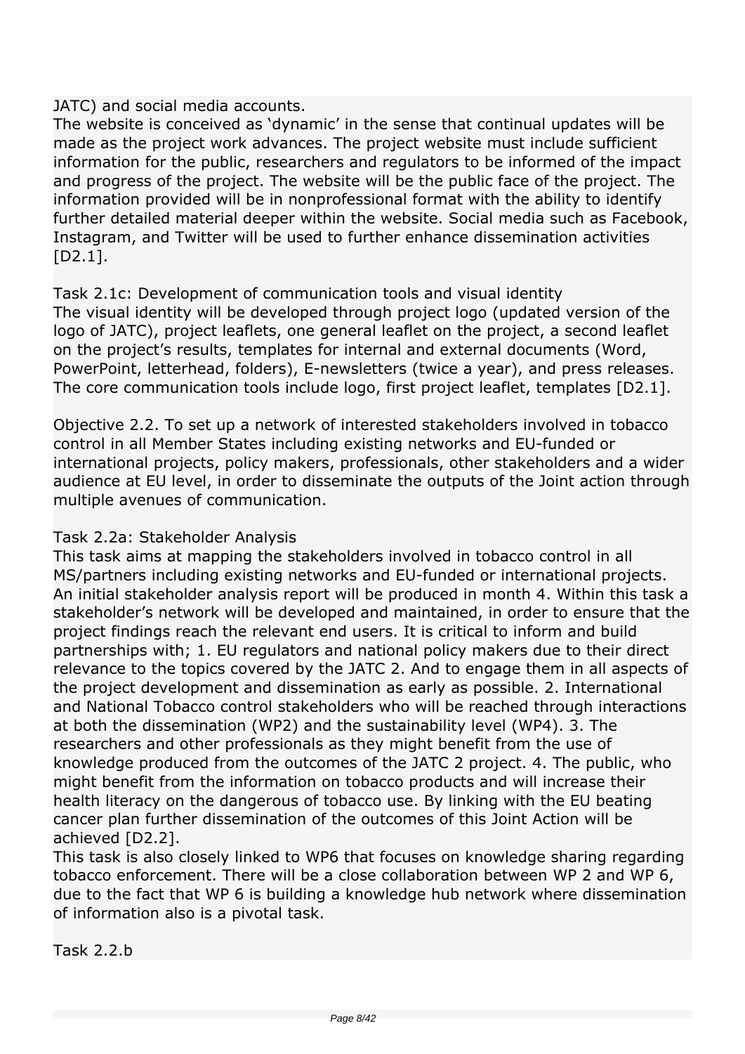JATC) and social media accounts.
The website is conceived as 'dynamic' in the sense that continual updates will be made as the project work advances. The project website must include sufficient information for the public, researchers and regulators to be informed of the impact and progress of the project. The website will be the public face of the project. The information provided will be in nonprofessional format with the ability to identify further detailed material deeper within the website. Social media such as Facebook, Instagram, and Twitter will be used to further enhance dissemination activities [D2.1].

Task 2.1c: Development of communication tools and visual identity
The visual identity will be developed through project logo (updated version of the logo of JATC), project leaflets, one general leaflet on the project, a second leaflet on the project's results, templates for internal and external documents (Word, PowerPoint, letterhead, folders), E-newsletters (twice a year), and press releases. The core communication tools include logo, first project leaflet, templates [D2.1].

Objective 2.2. To set up a network of interested stakeholders involved in tobacco control in all Member States including existing networks and EU-funded or international projects, policy makers, professionals, other stakeholders and a wider audience at EU level, in order to disseminate the outputs of the Joint action through multiple avenues of communication.

Task 2.2a: Stakeholder Analysis
This task aims at mapping the stakeholders involved in tobacco control in all MS/partners including existing networks and EU-funded or international projects. An initial stakeholder analysis report will be produced in month 4. Within this task a stakeholder's network will be developed and maintained, in order to ensure that the project findings reach the relevant end users. It is critical to inform and build partnerships with; 1. EU regulators and national policy makers due to their direct relevance to the topics covered by the JATC 2. And to engage them in all aspects of the project development and dissemination as early as possible. 2. International and National Tobacco control stakeholders who will be reached through interactions at both the dissemination (WP2) and the sustainability level (WP4). 3. The researchers and other professionals as they might benefit from the use of knowledge produced from the outcomes of the JATC 2 project. 4. The public, who might benefit from the information on tobacco products and will increase their health literacy on the dangerous of tobacco use. By linking with the EU beating cancer plan further dissemination of the outcomes of this Joint Action will be achieved [D2.2].
This task is also closely linked to WP6 that focuses on knowledge sharing regarding tobacco enforcement. There will be a close collaboration between WP 2 and WP 6, due to the fact that WP 6 is building a knowledge hub network where dissemination of information also is a pivotal task.

Task 2.2.b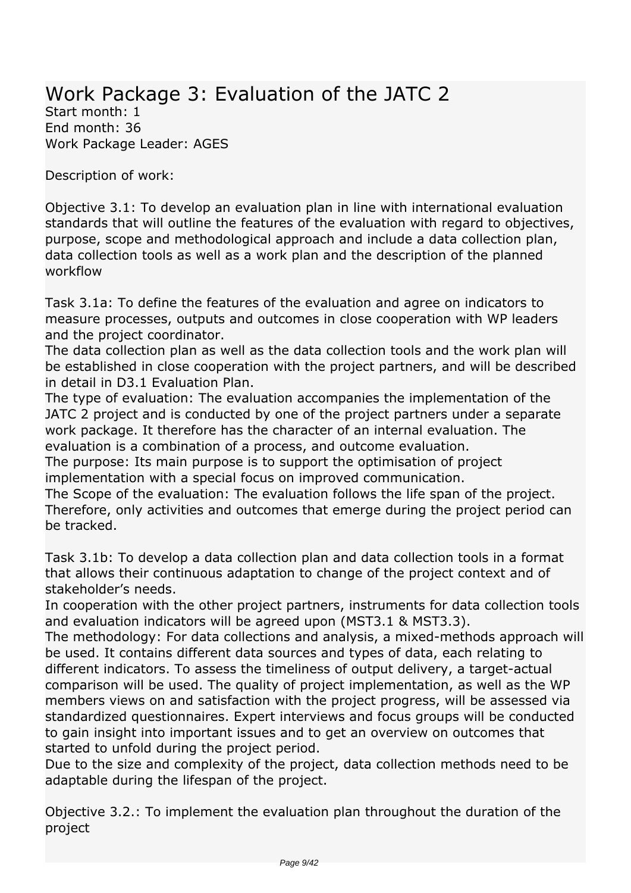# Work Package 3: Evaluation of the JATC 2

Start month: 1
End month: 36
Work Package Leader: AGES

Description of work:

Objective 3.1: To develop an evaluation plan in line with international evaluation standards that will outline the features of the evaluation with regard to objectives, purpose, scope and methodological approach and include a data collection plan, data collection tools as well as a work plan and the description of the planned workflow

Task 3.1a: To define the features of the evaluation and agree on indicators to measure processes, outputs and outcomes in close cooperation with WP leaders and the project coordinator.
The data collection plan as well as the data collection tools and the work plan will be established in close cooperation with the project partners, and will be described in detail in D3.1 Evaluation Plan.
The type of evaluation: The evaluation accompanies the implementation of the JATC 2 project and is conducted by one of the project partners under a separate work package. It therefore has the character of an internal evaluation. The evaluation is a combination of a process, and outcome evaluation.
The purpose: Its main purpose is to support the optimisation of project implementation with a special focus on improved communication.
The Scope of the evaluation: The evaluation follows the life span of the project. Therefore, only activities and outcomes that emerge during the project period can be tracked.

Task 3.1b: To develop a data collection plan and data collection tools in a format that allows their continuous adaptation to change of the project context and of stakeholder's needs.
In cooperation with the other project partners, instruments for data collection tools and evaluation indicators will be agreed upon (MST3.1 & MST3.3).
The methodology: For data collections and analysis, a mixed-methods approach will be used. It contains different data sources and types of data, each relating to different indicators. To assess the timeliness of output delivery, a target-actual comparison will be used. The quality of project implementation, as well as the WP members views on and satisfaction with the project progress, will be assessed via standardized questionnaires. Expert interviews and focus groups will be conducted to gain insight into important issues and to get an overview on outcomes that started to unfold during the project period.
Due to the size and complexity of the project, data collection methods need to be adaptable during the lifespan of the project.

Objective 3.2.: To implement the evaluation plan throughout the duration of the project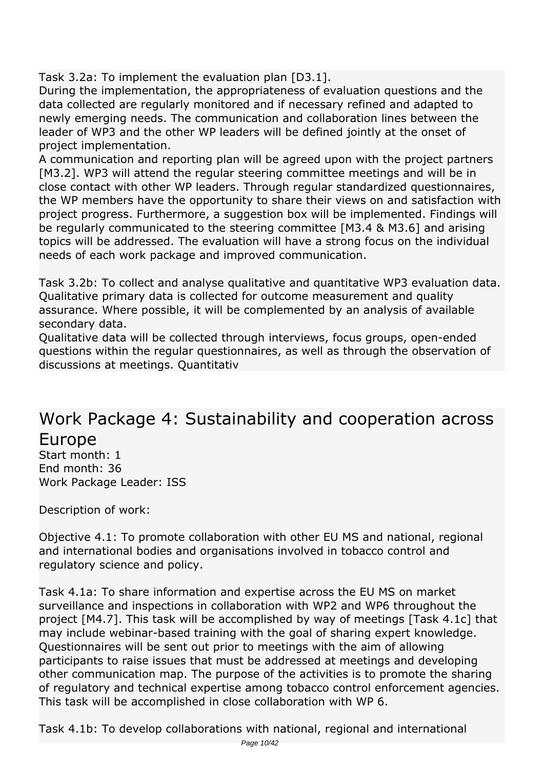Task 3.2a: To implement the evaluation plan [D3.1].
During the implementation, the appropriateness of evaluation questions and the data collected are regularly monitored and if necessary refined and adapted to newly emerging needs. The communication and collaboration lines between the leader of WP3 and the other WP leaders will be defined jointly at the onset of project implementation.
A communication and reporting plan will be agreed upon with the project partners [M3.2]. WP3 will attend the regular steering committee meetings and will be in close contact with other WP leaders. Through regular standardized questionnaires, the WP members have the opportunity to share their views on and satisfaction with project progress. Furthermore, a suggestion box will be implemented. Findings will be regularly communicated to the steering committee [M3.4 & M3.6] and arising topics will be addressed. The evaluation will have a strong focus on the individual needs of each work package and improved communication.

Task 3.2b: To collect and analyse qualitative and quantitative WP3 evaluation data. Qualitative primary data is collected for outcome measurement and quality assurance. Where possible, it will be complemented by an analysis of available secondary data.
Qualitative data will be collected through interviews, focus groups, open-ended questions within the regular questionnaires, as well as through the observation of discussions at meetings. Quantitativ

# Work Package 4: Sustainability and cooperation across Europe

Start month: 1
End month: 36
Work Package Leader: ISS

Description of work:

Objective 4.1: To promote collaboration with other EU MS and national, regional and international bodies and organisations involved in tobacco control and regulatory science and policy.

Task 4.1a: To share information and expertise across the EU MS on market surveillance and inspections in collaboration with WP2 and WP6 throughout the project [M4.7]. This task will be accomplished by way of meetings [Task 4.1c] that may include webinar-based training with the goal of sharing expert knowledge. Questionnaires will be sent out prior to meetings with the aim of allowing participants to raise issues that must be addressed at meetings and developing other communication map. The purpose of the activities is to promote the sharing of regulatory and technical expertise among tobacco control enforcement agencies. This task will be accomplished in close collaboration with WP 6.

Task 4.1b: To develop collaborations with national, regional and international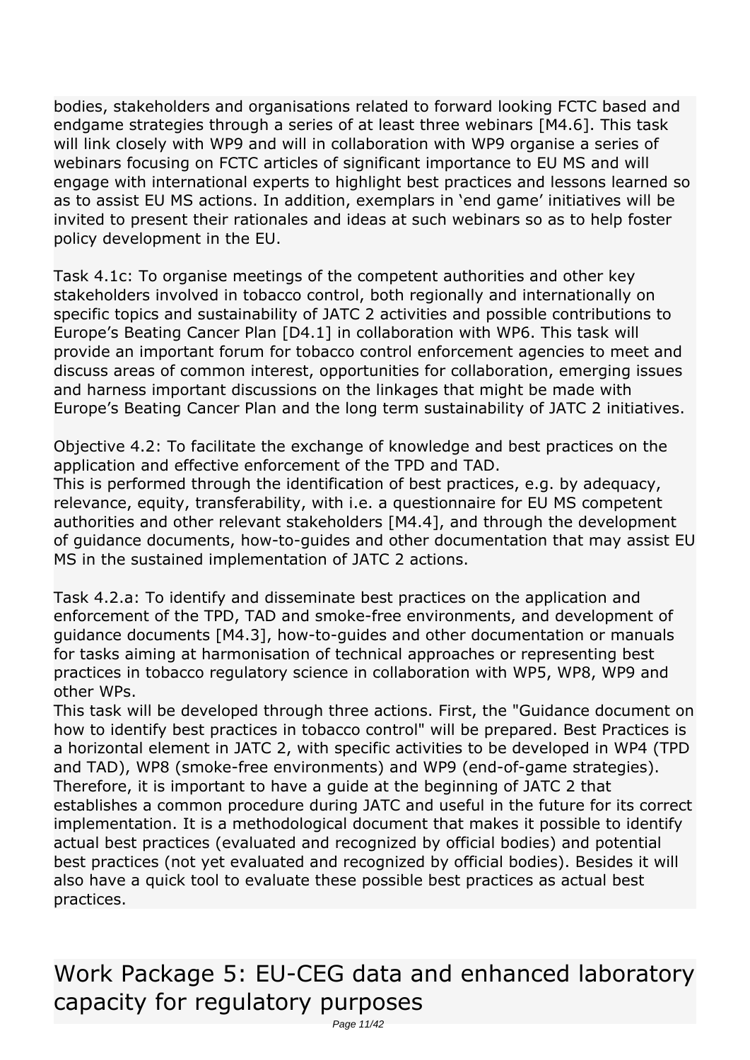bodies, stakeholders and organisations related to forward looking FCTC based and endgame strategies through a series of at least three webinars [M4.6]. This task will link closely with WP9 and will in collaboration with WP9 organise a series of webinars focusing on FCTC articles of significant importance to EU MS and will engage with international experts to highlight best practices and lessons learned so as to assist EU MS actions. In addition, exemplars in 'end game' initiatives will be invited to present their rationales and ideas at such webinars so as to help foster policy development in the EU.

Task 4.1c: To organise meetings of the competent authorities and other key stakeholders involved in tobacco control, both regionally and internationally on specific topics and sustainability of JATC 2 activities and possible contributions to Europe's Beating Cancer Plan [D4.1] in collaboration with WP6. This task will provide an important forum for tobacco control enforcement agencies to meet and discuss areas of common interest, opportunities for collaboration, emerging issues and harness important discussions on the linkages that might be made with Europe's Beating Cancer Plan and the long term sustainability of JATC 2 initiatives.

Objective 4.2: To facilitate the exchange of knowledge and best practices on the application and effective enforcement of the TPD and TAD.
This is performed through the identification of best practices, e.g. by adequacy, relevance, equity, transferability, with i.e. a questionnaire for EU MS competent authorities and other relevant stakeholders [M4.4], and through the development of guidance documents, how-to-guides and other documentation that may assist EU MS in the sustained implementation of JATC 2 actions.

Task 4.2.a: To identify and disseminate best practices on the application and enforcement of the TPD, TAD and smoke-free environments, and development of guidance documents [M4.3], how-to-guides and other documentation or manuals for tasks aiming at harmonisation of technical approaches or representing best practices in tobacco regulatory science in collaboration with WP5, WP8, WP9 and other WPs.
This task will be developed through three actions. First, the "Guidance document on how to identify best practices in tobacco control" will be prepared. Best Practices is a horizontal element in JATC 2, with specific activities to be developed in WP4 (TPD and TAD), WP8 (smoke-free environments) and WP9 (end-of-game strategies). Therefore, it is important to have a guide at the beginning of JATC 2 that establishes a common procedure during JATC and useful in the future for its correct implementation. It is a methodological document that makes it possible to identify actual best practices (evaluated and recognized by official bodies) and potential best practices (not yet evaluated and recognized by official bodies). Besides it will also have a quick tool to evaluate these possible best practices as actual best practices.

## Work Package 5: EU-CEG data and enhanced laboratory capacity for regulatory purposes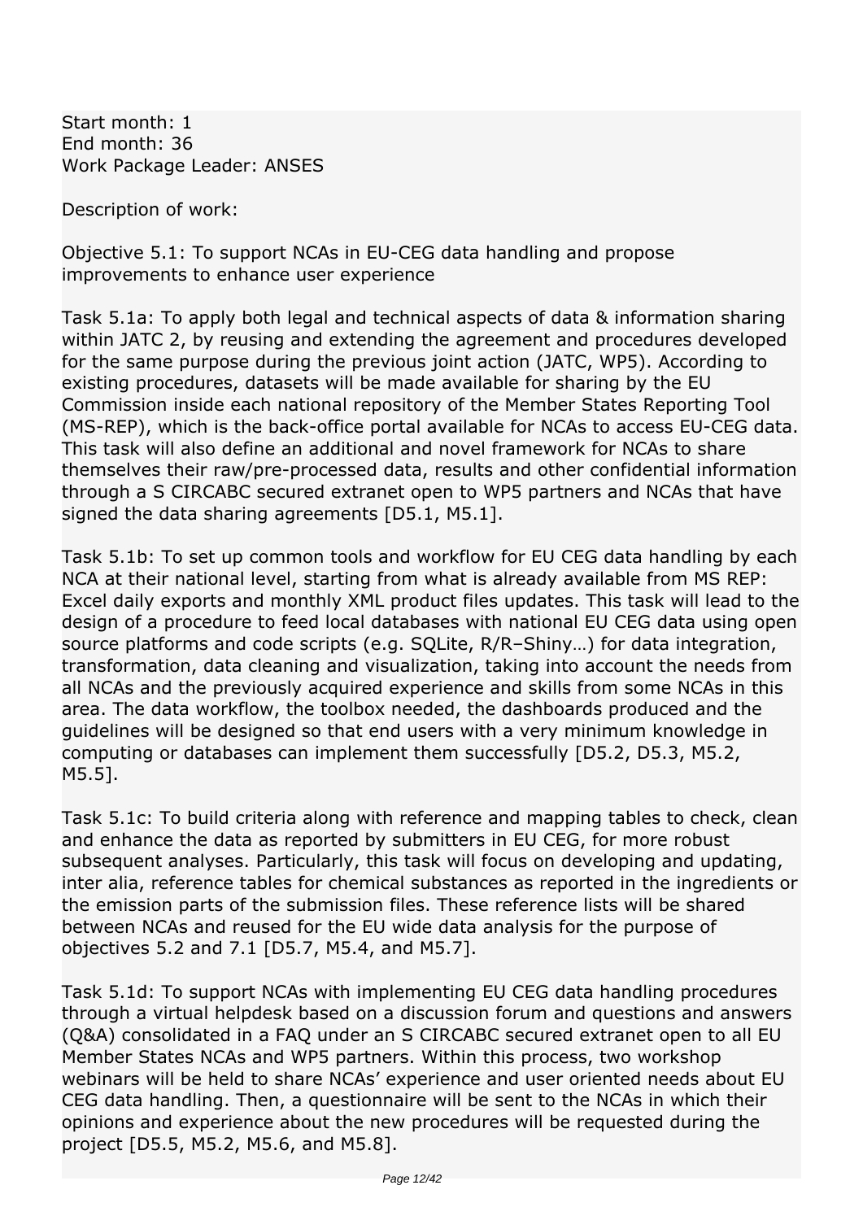Start month: 1
End month: 36
Work Package Leader: ANSES

Description of work:

Objective 5.1: To support NCAs in EU-CEG data handling and propose improvements to enhance user experience

Task 5.1a: To apply both legal and technical aspects of data & information sharing within JATC 2, by reusing and extending the agreement and procedures developed for the same purpose during the previous joint action (JATC, WP5). According to existing procedures, datasets will be made available for sharing by the EU Commission inside each national repository of the Member States Reporting Tool (MS-REP), which is the back-office portal available for NCAs to access EU-CEG data. This task will also define an additional and novel framework for NCAs to share themselves their raw/pre-processed data, results and other confidential information through a S CIRCABC secured extranet open to WP5 partners and NCAs that have signed the data sharing agreements [D5.1, M5.1].

Task 5.1b: To set up common tools and workflow for EU CEG data handling by each NCA at their national level, starting from what is already available from MS REP: Excel daily exports and monthly XML product files updates. This task will lead to the design of a procedure to feed local databases with national EU CEG data using open source platforms and code scripts (e.g. SQLite, R/R–Shiny…) for data integration, transformation, data cleaning and visualization, taking into account the needs from all NCAs and the previously acquired experience and skills from some NCAs in this area. The data workflow, the toolbox needed, the dashboards produced and the guidelines will be designed so that end users with a very minimum knowledge in computing or databases can implement them successfully [D5.2, D5.3, M5.2, M5.5].

Task 5.1c: To build criteria along with reference and mapping tables to check, clean and enhance the data as reported by submitters in EU CEG, for more robust subsequent analyses. Particularly, this task will focus on developing and updating, inter alia, reference tables for chemical substances as reported in the ingredients or the emission parts of the submission files. These reference lists will be shared between NCAs and reused for the EU wide data analysis for the purpose of objectives 5.2 and 7.1 [D5.7, M5.4, and M5.7].

Task 5.1d: To support NCAs with implementing EU CEG data handling procedures through a virtual helpdesk based on a discussion forum and questions and answers (Q&A) consolidated in a FAQ under an S CIRCABC secured extranet open to all EU Member States NCAs and WP5 partners. Within this process, two workshop webinars will be held to share NCAs' experience and user oriented needs about EU CEG data handling. Then, a questionnaire will be sent to the NCAs in which their opinions and experience about the new procedures will be requested during the project [D5.5, M5.2, M5.6, and M5.8].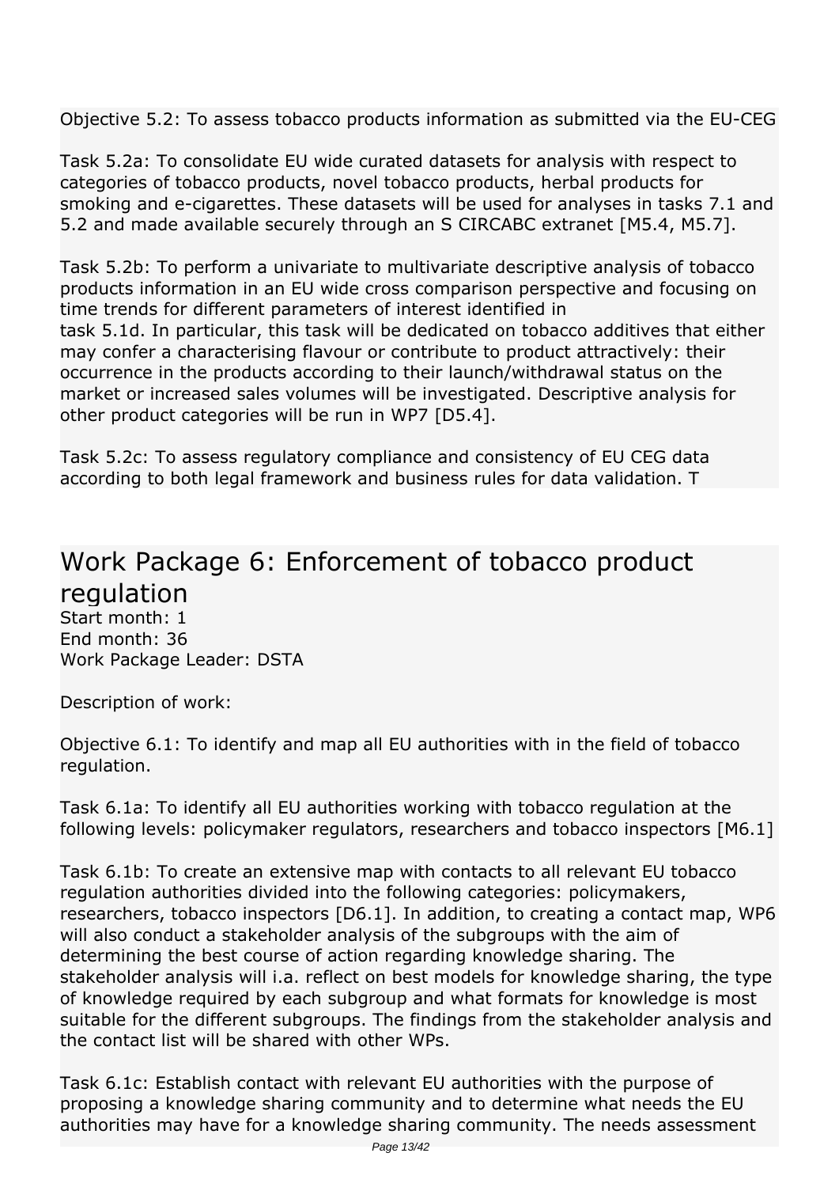Objective 5.2: To assess tobacco products information as submitted via the EU-CEG

Task 5.2a: To consolidate EU wide curated datasets for analysis with respect to categories of tobacco products, novel tobacco products, herbal products for smoking and e-cigarettes. These datasets will be used for analyses in tasks 7.1 and 5.2 and made available securely through an S CIRCABC extranet [M5.4, M5.7].

Task 5.2b: To perform a univariate to multivariate descriptive analysis of tobacco products information in an EU wide cross comparison perspective and focusing on time trends for different parameters of interest identified in task 5.1d. In particular, this task will be dedicated on tobacco additives that either may confer a characterising flavour or contribute to product attractively: their occurrence in the products according to their launch/withdrawal status on the market or increased sales volumes will be investigated. Descriptive analysis for other product categories will be run in WP7 [D5.4].

Task 5.2c: To assess regulatory compliance and consistency of EU CEG data according to both legal framework and business rules for data validation. T

## Work Package 6: Enforcement of tobacco product regulation

Start month: 1
End month: 36
Work Package Leader: DSTA

Description of work:

Objective 6.1: To identify and map all EU authorities with in the field of tobacco regulation.

Task 6.1a: To identify all EU authorities working with tobacco regulation at the following levels: policymaker regulators, researchers and tobacco inspectors [M6.1]

Task 6.1b: To create an extensive map with contacts to all relevant EU tobacco regulation authorities divided into the following categories: policymakers, researchers, tobacco inspectors [D6.1]. In addition, to creating a contact map, WP6 will also conduct a stakeholder analysis of the subgroups with the aim of determining the best course of action regarding knowledge sharing. The stakeholder analysis will i.a. reflect on best models for knowledge sharing, the type of knowledge required by each subgroup and what formats for knowledge is most suitable for the different subgroups. The findings from the stakeholder analysis and the contact list will be shared with other WPs.

Task 6.1c: Establish contact with relevant EU authorities with the purpose of proposing a knowledge sharing community and to determine what needs the EU authorities may have for a knowledge sharing community. The needs assessment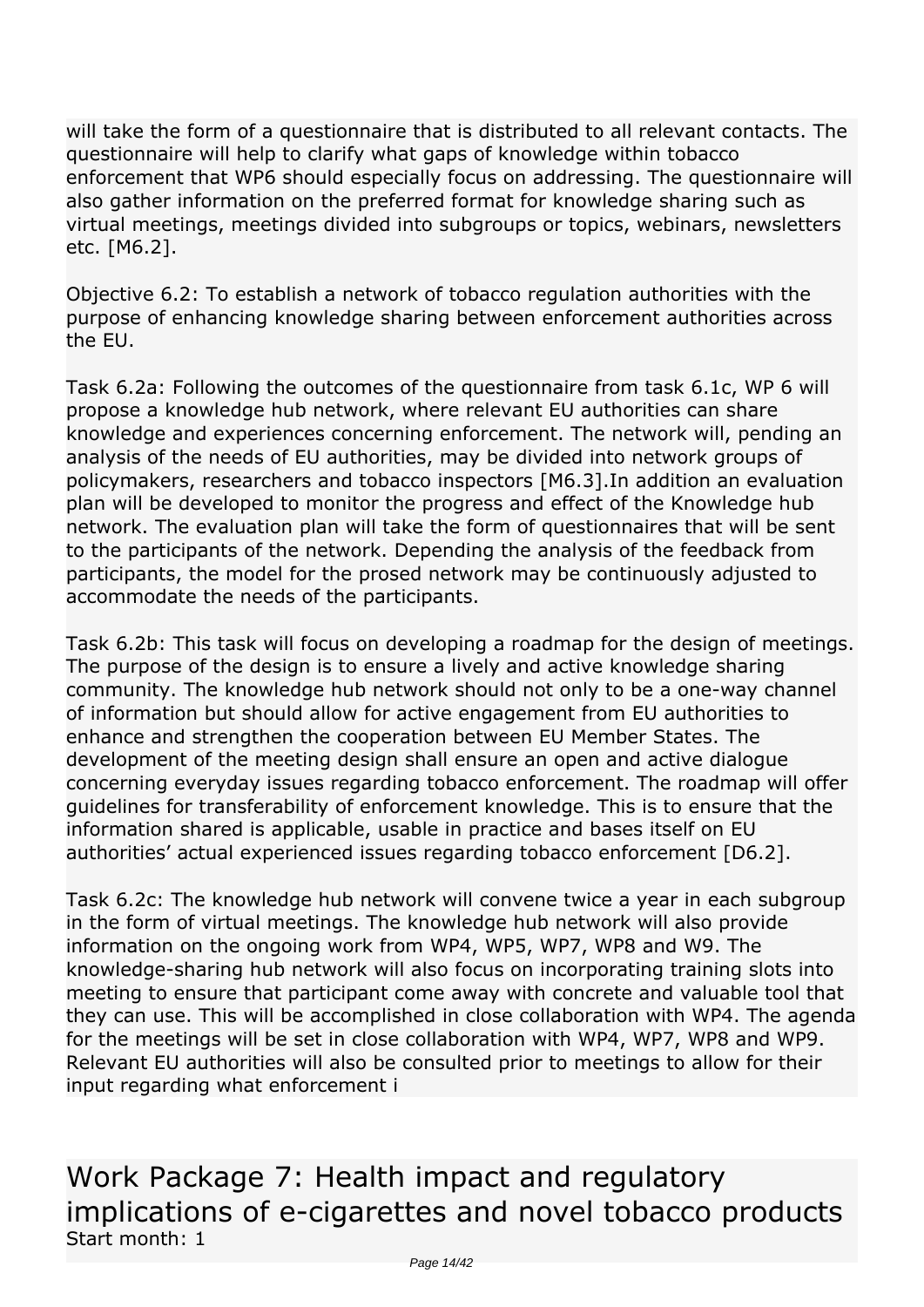will take the form of a questionnaire that is distributed to all relevant contacts. The questionnaire will help to clarify what gaps of knowledge within tobacco enforcement that WP6 should especially focus on addressing. The questionnaire will also gather information on the preferred format for knowledge sharing such as virtual meetings, meetings divided into subgroups or topics, webinars, newsletters etc. [M6.2].

Objective 6.2: To establish a network of tobacco regulation authorities with the purpose of enhancing knowledge sharing between enforcement authorities across the EU.

Task 6.2a: Following the outcomes of the questionnaire from task 6.1c, WP 6 will propose a knowledge hub network, where relevant EU authorities can share knowledge and experiences concerning enforcement. The network will, pending an analysis of the needs of EU authorities, may be divided into network groups of policymakers, researchers and tobacco inspectors [M6.3].In addition an evaluation plan will be developed to monitor the progress and effect of the Knowledge hub network. The evaluation plan will take the form of questionnaires that will be sent to the participants of the network. Depending the analysis of the feedback from participants, the model for the prosed network may be continuously adjusted to accommodate the needs of the participants.

Task 6.2b: This task will focus on developing a roadmap for the design of meetings. The purpose of the design is to ensure a lively and active knowledge sharing community. The knowledge hub network should not only to be a one-way channel of information but should allow for active engagement from EU authorities to enhance and strengthen the cooperation between EU Member States. The development of the meeting design shall ensure an open and active dialogue concerning everyday issues regarding tobacco enforcement. The roadmap will offer guidelines for transferability of enforcement knowledge. This is to ensure that the information shared is applicable, usable in practice and bases itself on EU authorities' actual experienced issues regarding tobacco enforcement [D6.2].

Task 6.2c: The knowledge hub network will convene twice a year in each subgroup in the form of virtual meetings. The knowledge hub network will also provide information on the ongoing work from WP4, WP5, WP7, WP8 and W9. The knowledge-sharing hub network will also focus on incorporating training slots into meeting to ensure that participant come away with concrete and valuable tool that they can use. This will be accomplished in close collaboration with WP4. The agenda for the meetings will be set in close collaboration with WP4, WP7, WP8 and WP9. Relevant EU authorities will also be consulted prior to meetings to allow for their input regarding what enforcement i

# Work Package 7: Health impact and regulatory implications of e-cigarettes and novel tobacco products

Start month: 1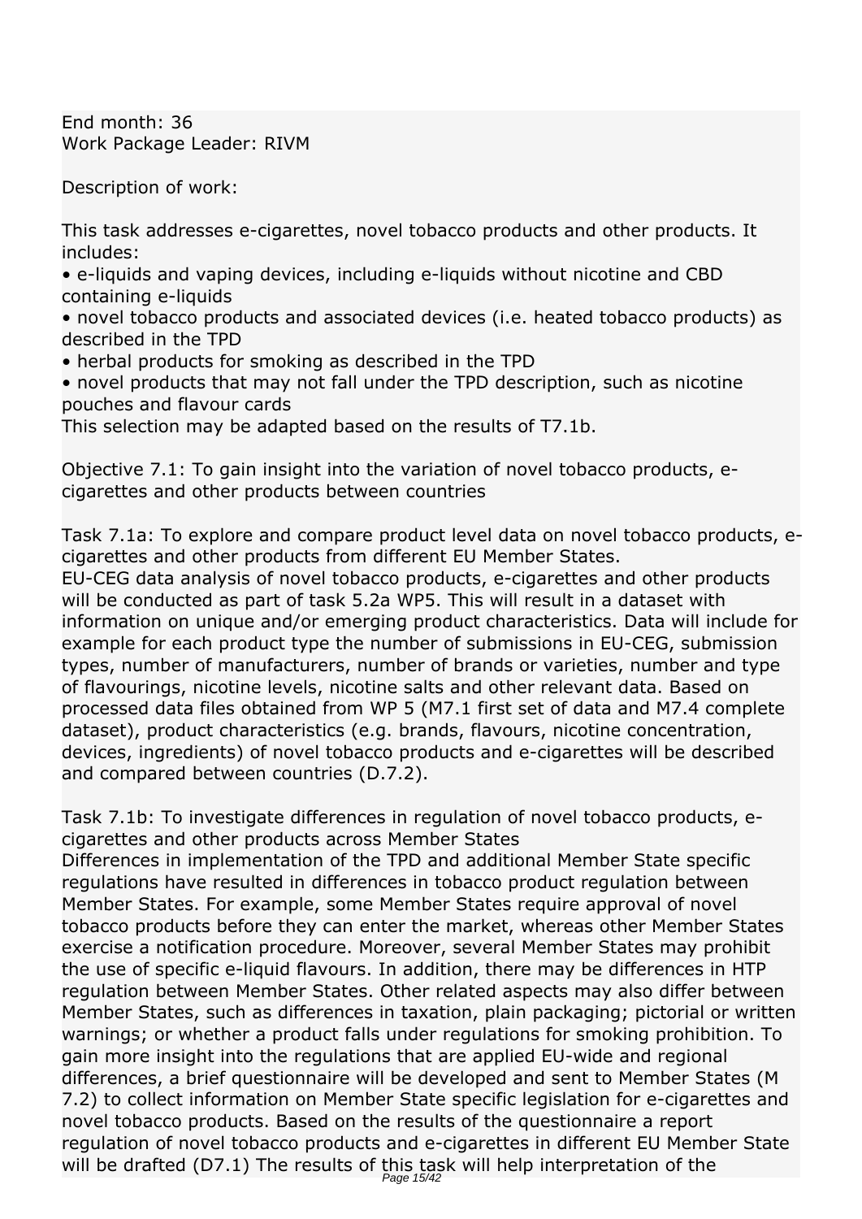End month: 36
Work Package Leader: RIVM

Description of work:

This task addresses e-cigarettes, novel tobacco products and other products. It includes:

- e-liquids and vaping devices, including e-liquids without nicotine and CBD containing e-liquids
- novel tobacco products and associated devices (i.e. heated tobacco products) as described in the TPD
- herbal products for smoking as described in the TPD
- novel products that may not fall under the TPD description, such as nicotine pouches and flavour cards

This selection may be adapted based on the results of T7.1b.

Objective 7.1: To gain insight into the variation of novel tobacco products, e-cigarettes and other products between countries

Task 7.1a: To explore and compare product level data on novel tobacco products, e-cigarettes and other products from different EU Member States.
EU-CEG data analysis of novel tobacco products, e-cigarettes and other products will be conducted as part of task 5.2a WP5. This will result in a dataset with information on unique and/or emerging product characteristics. Data will include for example for each product type the number of submissions in EU-CEG, submission types, number of manufacturers, number of brands or varieties, number and type of flavourings, nicotine levels, nicotine salts and other relevant data. Based on processed data files obtained from WP 5 (M7.1 first set of data and M7.4 complete dataset), product characteristics (e.g. brands, flavours, nicotine concentration, devices, ingredients) of novel tobacco products and e-cigarettes will be described and compared between countries (D.7.2).

Task 7.1b: To investigate differences in regulation of novel tobacco products, e-cigarettes and other products across Member States
Differences in implementation of the TPD and additional Member State specific regulations have resulted in differences in tobacco product regulation between Member States. For example, some Member States require approval of novel tobacco products before they can enter the market, whereas other Member States exercise a notification procedure. Moreover, several Member States may prohibit the use of specific e-liquid flavours. In addition, there may be differences in HTP regulation between Member States. Other related aspects may also differ between Member States, such as differences in taxation, plain packaging; pictorial or written warnings; or whether a product falls under regulations for smoking prohibition. To gain more insight into the regulations that are applied EU-wide and regional differences, a brief questionnaire will be developed and sent to Member States (M 7.2) to collect information on Member State specific legislation for e-cigarettes and novel tobacco products. Based on the results of the questionnaire a report regulation of novel tobacco products and e-cigarettes in different EU Member State will be drafted (D7.1) The results of this task will help interpretation of the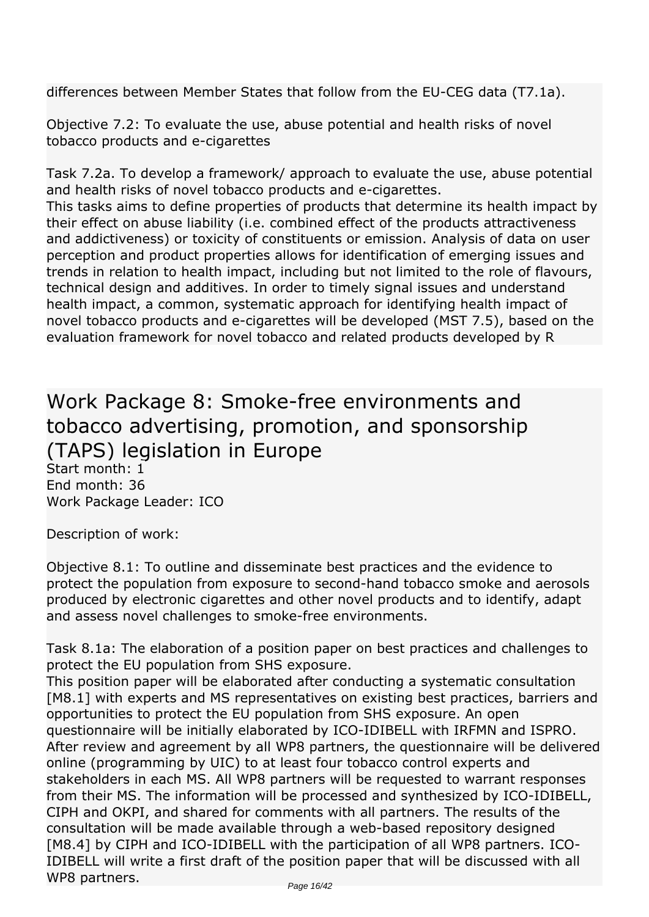differences between Member States that follow from the EU-CEG data (T7.1a).

Objective 7.2: To evaluate the use, abuse potential and health risks of novel tobacco products and e-cigarettes

Task 7.2a. To develop a framework/ approach to evaluate the use, abuse potential and health risks of novel tobacco products and e-cigarettes.
This tasks aims to define properties of products that determine its health impact by their effect on abuse liability (i.e. combined effect of the products attractiveness and addictiveness) or toxicity of constituents or emission. Analysis of data on user perception and product properties allows for identification of emerging issues and trends in relation to health impact, including but not limited to the role of flavours, technical design and additives. In order to timely signal issues and understand health impact, a common, systematic approach for identifying health impact of novel tobacco products and e-cigarettes will be developed (MST 7.5), based on the evaluation framework for novel tobacco and related products developed by R

## Work Package 8: Smoke-free environments and tobacco advertising, promotion, and sponsorship (TAPS) legislation in Europe

Start month: 1
End month: 36
Work Package Leader: ICO

Description of work:

Objective 8.1: To outline and disseminate best practices and the evidence to protect the population from exposure to second-hand tobacco smoke and aerosols produced by electronic cigarettes and other novel products and to identify, adapt and assess novel challenges to smoke-free environments.

Task 8.1a: The elaboration of a position paper on best practices and challenges to protect the EU population from SHS exposure.
This position paper will be elaborated after conducting a systematic consultation [M8.1] with experts and MS representatives on existing best practices, barriers and opportunities to protect the EU population from SHS exposure. An open questionnaire will be initially elaborated by ICO-IDIBELL with IRFMN and ISPRO. After review and agreement by all WP8 partners, the questionnaire will be delivered online (programming by UIC) to at least four tobacco control experts and stakeholders in each MS. All WP8 partners will be requested to warrant responses from their MS. The information will be processed and synthesized by ICO-IDIBELL, CIPH and OKPI, and shared for comments with all partners. The results of the consultation will be made available through a web-based repository designed [M8.4] by CIPH and ICO-IDIBELL with the participation of all WP8 partners. ICO-IDIBELL will write a first draft of the position paper that will be discussed with all WP8 partners.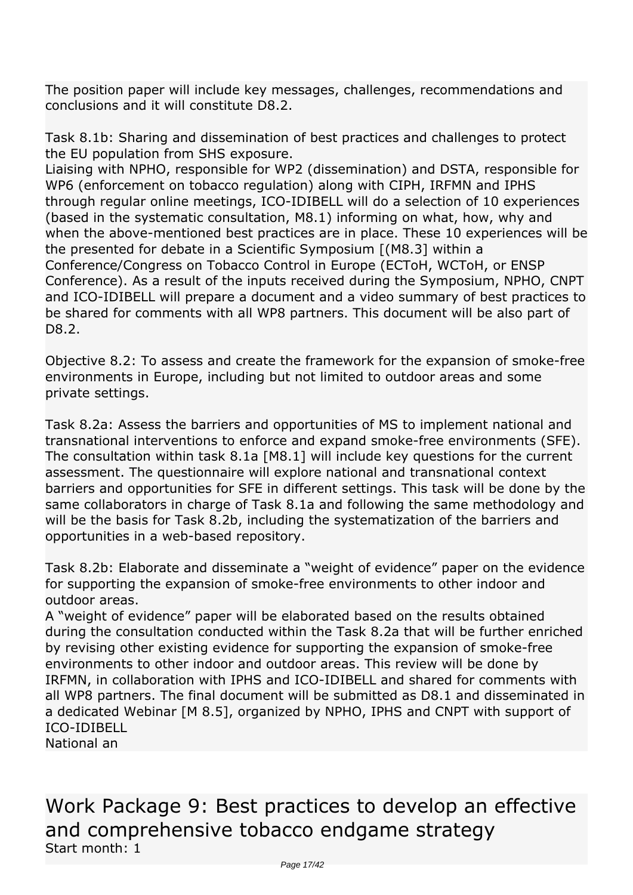The position paper will include key messages, challenges, recommendations and conclusions and it will constitute D8.2.

Task 8.1b: Sharing and dissemination of best practices and challenges to protect the EU population from SHS exposure.
Liaising with NPHO, responsible for WP2 (dissemination) and DSTA, responsible for WP6 (enforcement on tobacco regulation) along with CIPH, IRFMN and IPHS through regular online meetings, ICO-IDIBELL will do a selection of 10 experiences (based in the systematic consultation, M8.1) informing on what, how, why and when the above-mentioned best practices are in place. These 10 experiences will be the presented for debate in a Scientific Symposium [(M8.3] within a Conference/Congress on Tobacco Control in Europe (ECToH, WCToH, or ENSP Conference). As a result of the inputs received during the Symposium, NPHO, CNPT and ICO-IDIBELL will prepare a document and a video summary of best practices to be shared for comments with all WP8 partners. This document will be also part of D8.2.

Objective 8.2: To assess and create the framework for the expansion of smoke-free environments in Europe, including but not limited to outdoor areas and some private settings.

Task 8.2a: Assess the barriers and opportunities of MS to implement national and transnational interventions to enforce and expand smoke-free environments (SFE). The consultation within task 8.1a [M8.1] will include key questions for the current assessment. The questionnaire will explore national and transnational context barriers and opportunities for SFE in different settings. This task will be done by the same collaborators in charge of Task 8.1a and following the same methodology and will be the basis for Task 8.2b, including the systematization of the barriers and opportunities in a web-based repository.

Task 8.2b: Elaborate and disseminate a “weight of evidence” paper on the evidence for supporting the expansion of smoke-free environments to other indoor and outdoor areas.
A “weight of evidence” paper will be elaborated based on the results obtained during the consultation conducted within the Task 8.2a that will be further enriched by revising other existing evidence for supporting the expansion of smoke-free environments to other indoor and outdoor areas. This review will be done by IRFMN, in collaboration with IPHS and ICO-IDIBELL and shared for comments with all WP8 partners. The final document will be submitted as D8.1 and disseminated in a dedicated Webinar [M 8.5], organized by NPHO, IPHS and CNPT with support of ICO-IDIBELL
National an

# Work Package 9: Best practices to develop an effective and comprehensive tobacco endgame strategy

Start month: 1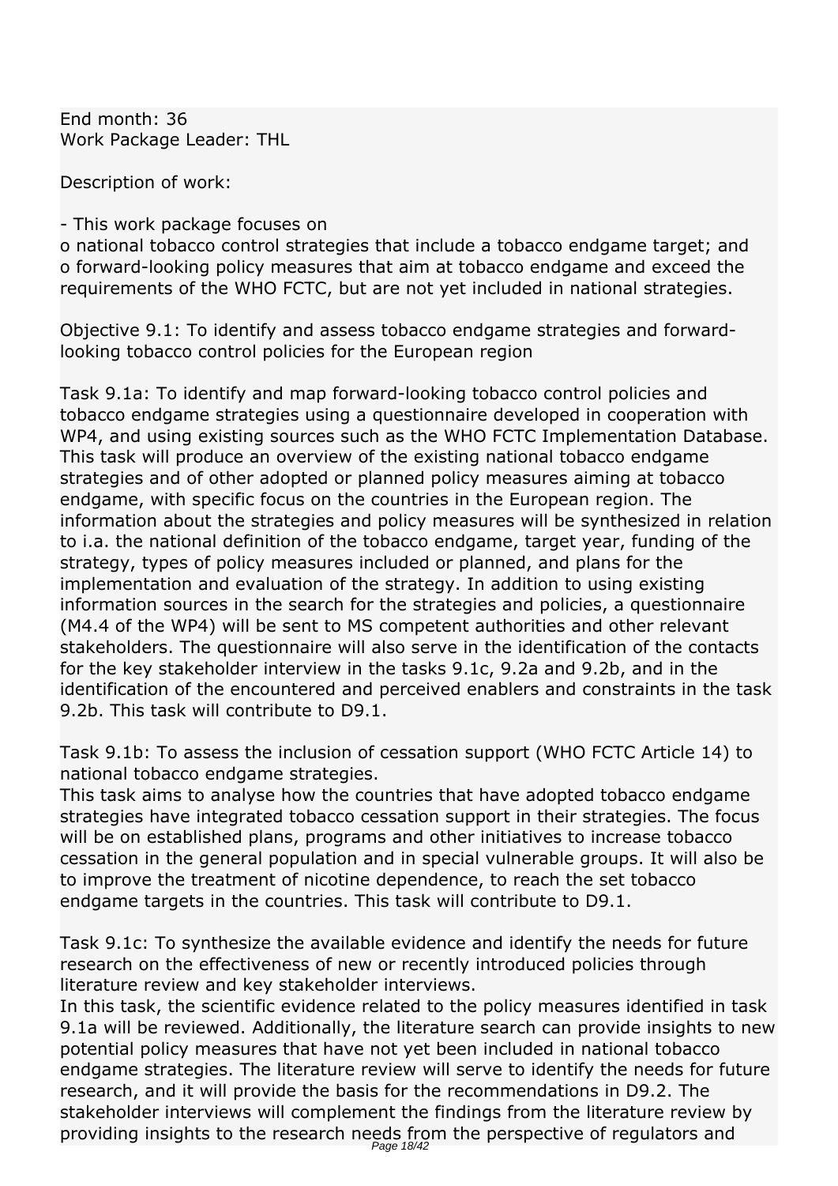End month: 36
Work Package Leader: THL

Description of work:

- This work package focuses on
  - o national tobacco control strategies that include a tobacco endgame target; and
  - o forward-looking policy measures that aim at tobacco endgame and exceed the requirements of the WHO FCTC, but are not yet included in national strategies.

Objective 9.1: To identify and assess tobacco endgame strategies and forward-looking tobacco control policies for the European region

Task 9.1a: To identify and map forward-looking tobacco control policies and tobacco endgame strategies using a questionnaire developed in cooperation with WP4, and using existing sources such as the WHO FCTC Implementation Database. This task will produce an overview of the existing national tobacco endgame strategies and of other adopted or planned policy measures aiming at tobacco endgame, with specific focus on the countries in the European region. The information about the strategies and policy measures will be synthesized in relation to i.a. the national definition of the tobacco endgame, target year, funding of the strategy, types of policy measures included or planned, and plans for the implementation and evaluation of the strategy. In addition to using existing information sources in the search for the strategies and policies, a questionnaire (M4.4 of the WP4) will be sent to MS competent authorities and other relevant stakeholders. The questionnaire will also serve in the identification of the contacts for the key stakeholder interview in the tasks 9.1c, 9.2a and 9.2b, and in the identification of the encountered and perceived enablers and constraints in the task 9.2b. This task will contribute to D9.1.

Task 9.1b: To assess the inclusion of cessation support (WHO FCTC Article 14) to national tobacco endgame strategies.
This task aims to analyse how the countries that have adopted tobacco endgame strategies have integrated tobacco cessation support in their strategies. The focus will be on established plans, programs and other initiatives to increase tobacco cessation in the general population and in special vulnerable groups. It will also be to improve the treatment of nicotine dependence, to reach the set tobacco endgame targets in the countries. This task will contribute to D9.1.

Task 9.1c: To synthesize the available evidence and identify the needs for future research on the effectiveness of new or recently introduced policies through literature review and key stakeholder interviews.
In this task, the scientific evidence related to the policy measures identified in task 9.1a will be reviewed. Additionally, the literature search can provide insights to new potential policy measures that have not yet been included in national tobacco endgame strategies. The literature review will serve to identify the needs for future research, and it will provide the basis for the recommendations in D9.2. The stakeholder interviews will complement the findings from the literature review by providing insights to the research needs from the perspective of regulators and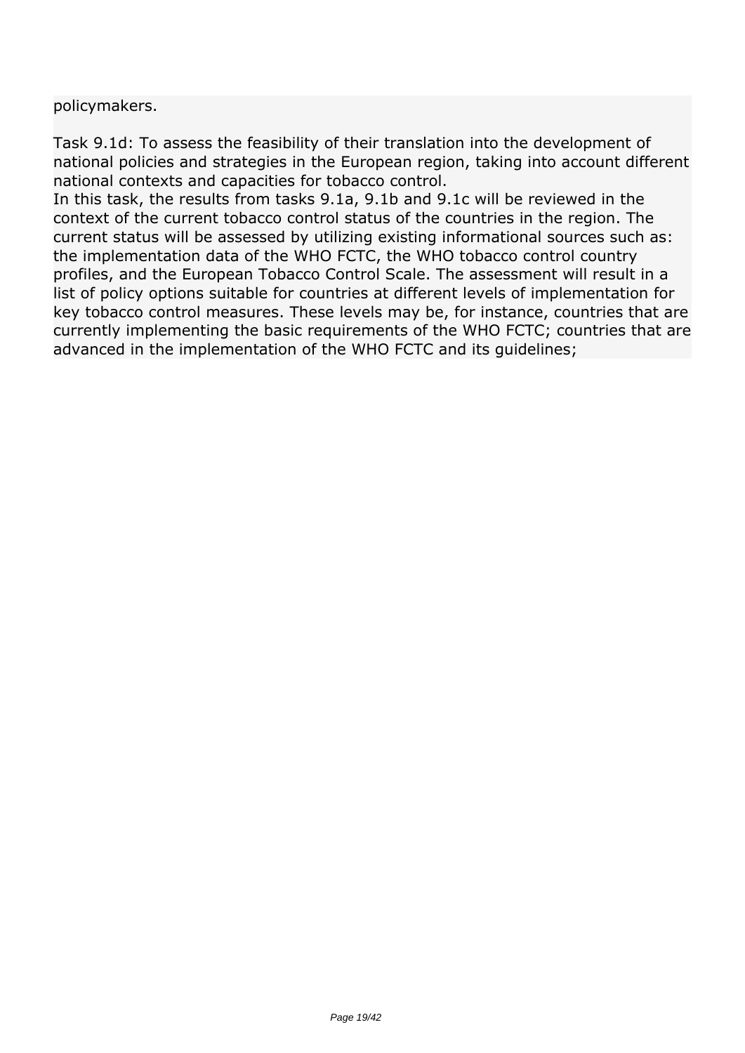policymakers.

Task 9.1d: To assess the feasibility of their translation into the development of national policies and strategies in the European region, taking into account different national contexts and capacities for tobacco control.
In this task, the results from tasks 9.1a, 9.1b and 9.1c will be reviewed in the context of the current tobacco control status of the countries in the region. The current status will be assessed by utilizing existing informational sources such as: the implementation data of the WHO FCTC, the WHO tobacco control country profiles, and the European Tobacco Control Scale. The assessment will result in a list of policy options suitable for countries at different levels of implementation for key tobacco control measures. These levels may be, for instance, countries that are currently implementing the basic requirements of the WHO FCTC; countries that are advanced in the implementation of the WHO FCTC and its guidelines;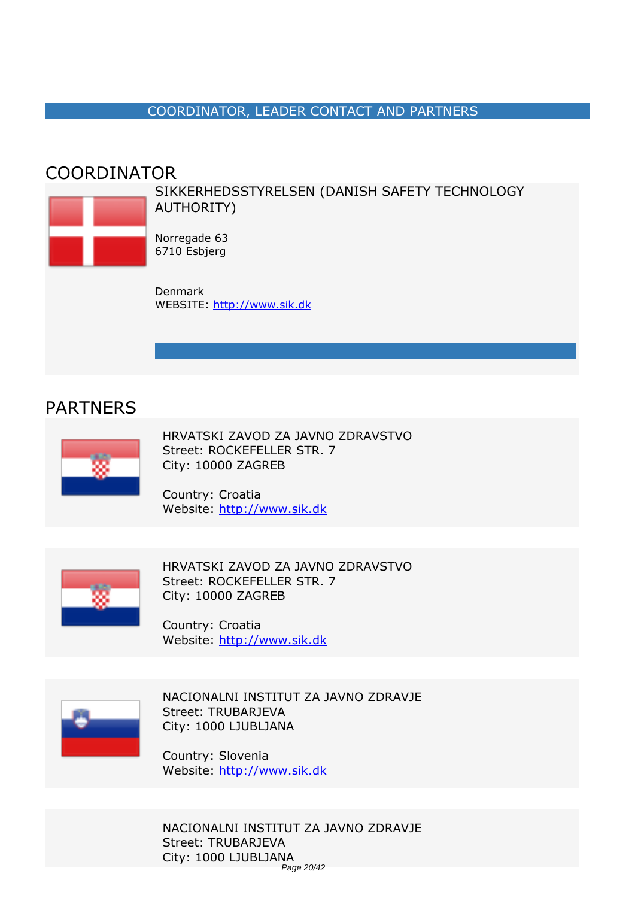## COORDINATOR, LEADER CONTACT AND PARTNERS

## COORDINATOR

SIKKERHEDSSTYRELSEN (DANISH SAFETY TECHNOLOGY AUTHORITY)

Norregade 63
6710 Esbjerg

Denmark
WEBSITE: http://www.sik.dk

## PARTNERS

HRVATSKI ZAVOD ZA JAVNO ZDRAVSTVO
Street: ROCKEFELLER STR. 7
City: 10000 ZAGREB

Country: Croatia
Website: http://www.sik.dk

HRVATSKI ZAVOD ZA JAVNO ZDRAVSTVO
Street: ROCKEFELLER STR. 7
City: 10000 ZAGREB

Country: Croatia
Website: http://www.sik.dk

NACIONALNI INSTITUT ZA JAVNO ZDRAVJE
Street: TRUBARJEVA
City: 1000 LJUBLJANA

Country: Slovenia
Website: http://www.sik.dk

NACIONALNI INSTITUT ZA JAVNO ZDRAVJE
Street: TRUBARJEVA
City: 1000 LJUBLJANA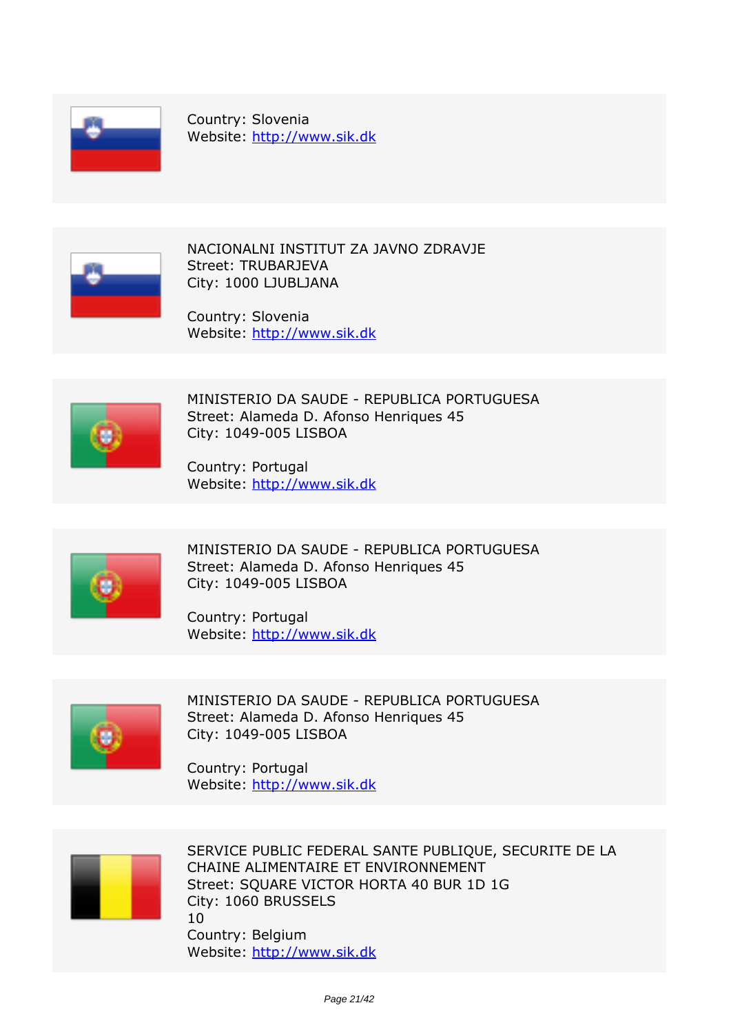Country: Slovenia
Website: http://www.sik.dk

---

NACIONALNI INSTITUT ZA JAVNO ZDRAVJE
Street: TRUBARJEVA
City: 1000 LJUBLJANA

Country: Slovenia
Website: http://www.sik.dk

---

MINISTERIO DA SAUDE - REPUBLICA PORTUGUESA
Street: Alameda D. Afonso Henriques 45
City: 1049-005 LISBOA

Country: Portugal
Website: http://www.sik.dk

---

MINISTERIO DA SAUDE - REPUBLICA PORTUGUESA
Street: Alameda D. Afonso Henriques 45
City: 1049-005 LISBOA

Country: Portugal
Website: http://www.sik.dk

---

MINISTERIO DA SAUDE - REPUBLICA PORTUGUESA
Street: Alameda D. Afonso Henriques 45
City: 1049-005 LISBOA

Country: Portugal
Website: http://www.sik.dk

---

SERVICE PUBLIC FEDERAL SANTE PUBLIQUE, SECURITE DE LA CHAINE ALIMENTAIRE ET ENVIRONNEMENT
Street: SQUARE VICTOR HORTA 40 BUR 1D 1G
City: 1060 BRUSSELS
10
Country: Belgium
Website: http://www.sik.dk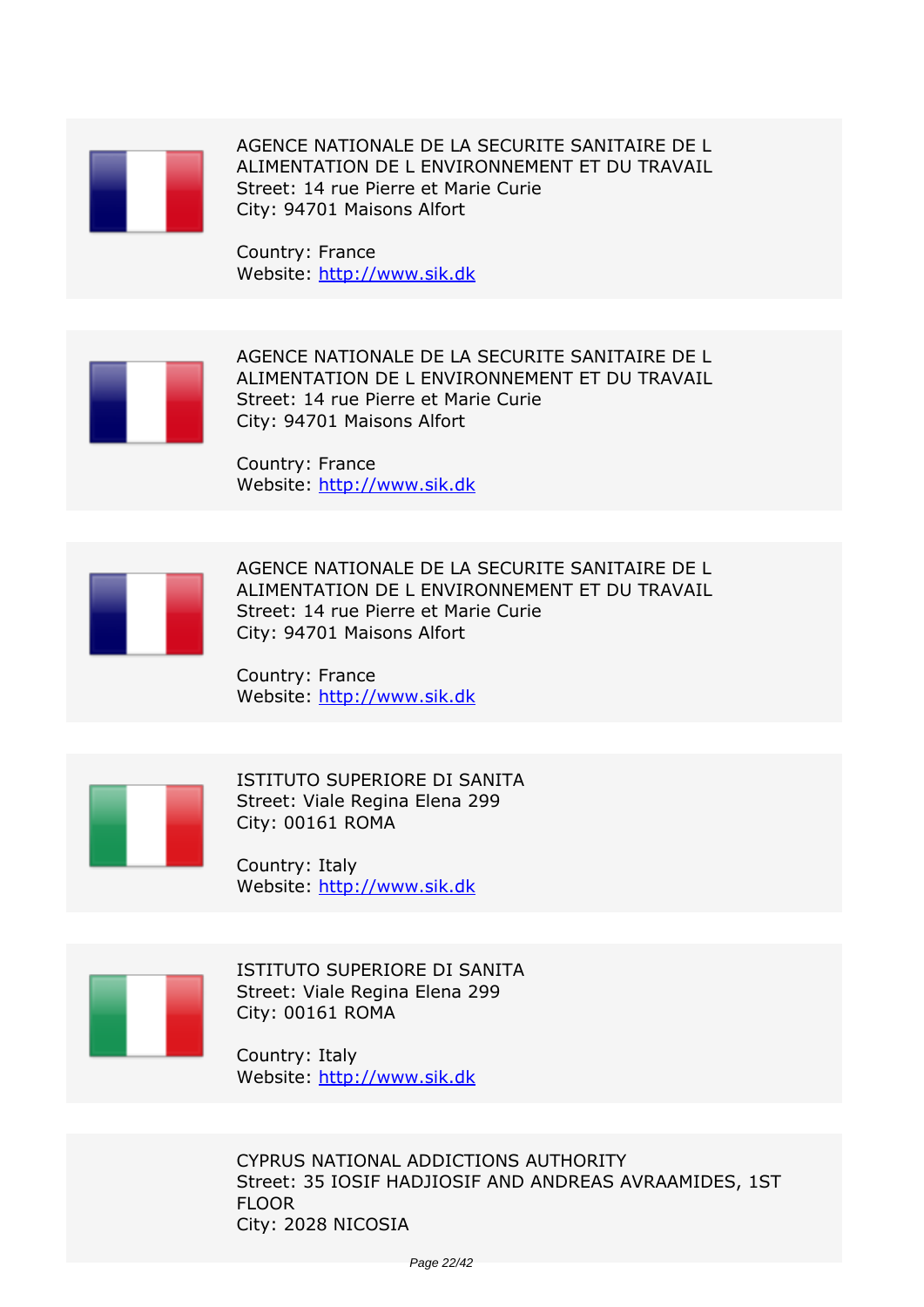AGENCE NATIONALE DE LA SECURITE SANITAIRE DE L ALIMENTATION DE L ENVIRONNEMENT ET DU TRAVAIL
Street: 14 rue Pierre et Marie Curie
City: 94701 Maisons Alfort

Country: France
Website: http://www.sik.dk

AGENCE NATIONALE DE LA SECURITE SANITAIRE DE L ALIMENTATION DE L ENVIRONNEMENT ET DU TRAVAIL
Street: 14 rue Pierre et Marie Curie
City: 94701 Maisons Alfort

Country: France
Website: http://www.sik.dk

AGENCE NATIONALE DE LA SECURITE SANITAIRE DE L ALIMENTATION DE L ENVIRONNEMENT ET DU TRAVAIL
Street: 14 rue Pierre et Marie Curie
City: 94701 Maisons Alfort

Country: France
Website: http://www.sik.dk

ISTITUTO SUPERIORE DI SANITA
Street: Viale Regina Elena 299
City: 00161 ROMA

Country: Italy
Website: http://www.sik.dk

ISTITUTO SUPERIORE DI SANITA
Street: Viale Regina Elena 299
City: 00161 ROMA

Country: Italy
Website: http://www.sik.dk

CYPRUS NATIONAL ADDICTIONS AUTHORITY
Street: 35 IOSIF HADJIOSIF AND ANDREAS AVRAAMIDES, 1ST FLOOR
City: 2028 NICOSIA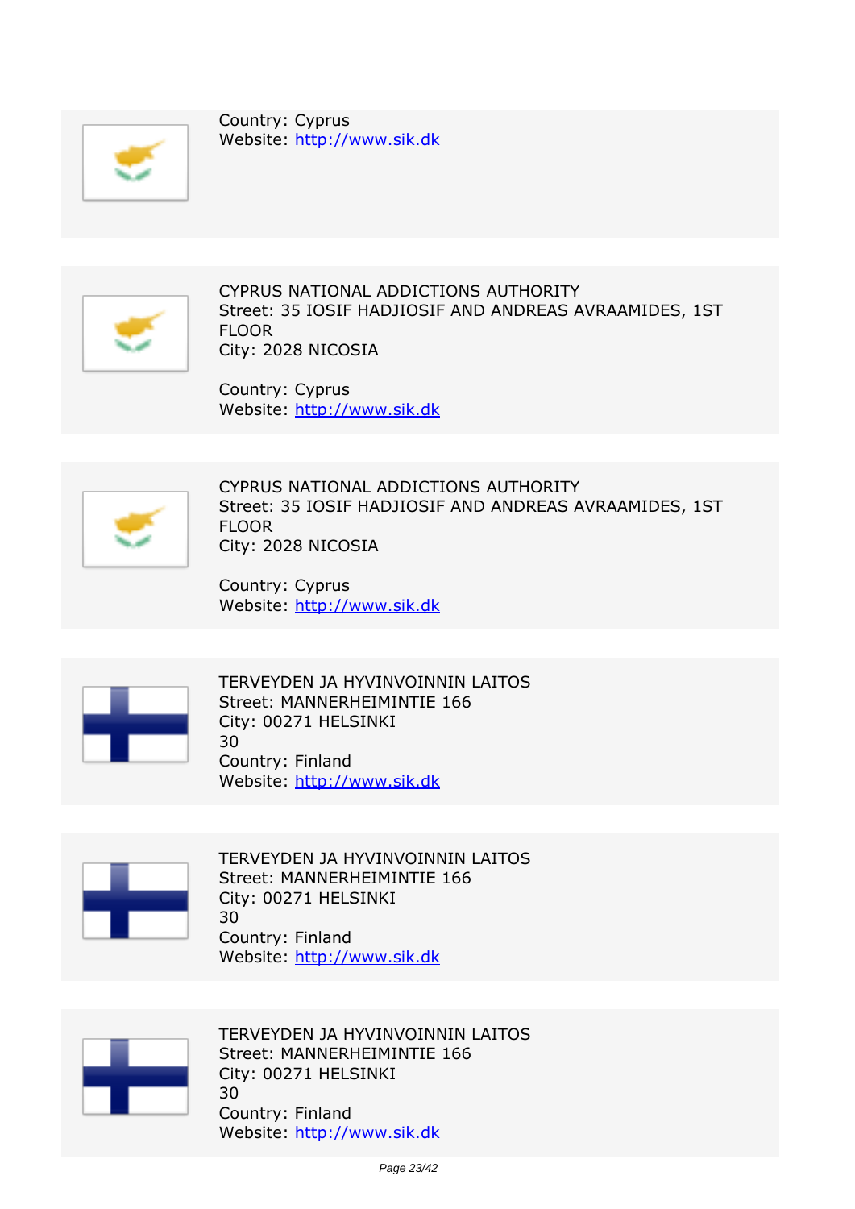Country: Cyprus
Website: http://www.sik.dk

---

CYPRUS NATIONAL ADDICTIONS AUTHORITY
Street: 35 IOSIF HADJIOSIF AND ANDREAS AVRAAMIDES, 1ST FLOOR
City: 2028 NICOSIA

Country: Cyprus
Website: http://www.sik.dk

---

CYPRUS NATIONAL ADDICTIONS AUTHORITY
Street: 35 IOSIF HADJIOSIF AND ANDREAS AVRAAMIDES, 1ST FLOOR
City: 2028 NICOSIA

Country: Cyprus
Website: http://www.sik.dk

---

TERVEYDEN JA HYVINVOINNIN LAITOS
Street: MANNERHEIMINTIE 166
City: 00271 HELSINKI
30
Country: Finland
Website: http://www.sik.dk

---

TERVEYDEN JA HYVINVOINNIN LAITOS
Street: MANNERHEIMINTIE 166
City: 00271 HELSINKI
30
Country: Finland
Website: http://www.sik.dk

---

TERVEYDEN JA HYVINVOINNIN LAITOS
Street: MANNERHEIMINTIE 166
City: 00271 HELSINKI
30
Country: Finland
Website: http://www.sik.dk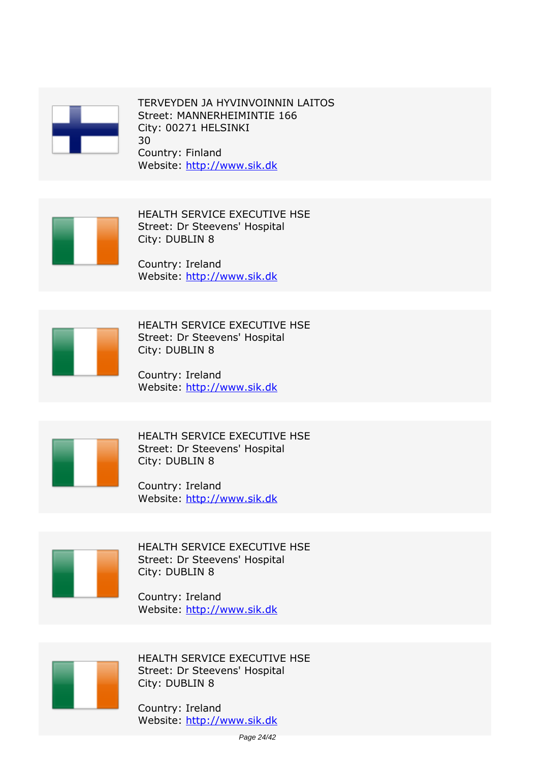TERVEYDEN JA HYVINVOINNIN LAITOS
Street: MANNERHEIMINTIE 166
City: 00271 HELSINKI
30
Country: Finland
Website: http://www.sik.dk

HEALTH SERVICE EXECUTIVE HSE
Street: Dr Steevens' Hospital
City: DUBLIN 8

Country: Ireland
Website: http://www.sik.dk

HEALTH SERVICE EXECUTIVE HSE
Street: Dr Steevens' Hospital
City: DUBLIN 8

Country: Ireland
Website: http://www.sik.dk

HEALTH SERVICE EXECUTIVE HSE
Street: Dr Steevens' Hospital
City: DUBLIN 8

Country: Ireland
Website: http://www.sik.dk

HEALTH SERVICE EXECUTIVE HSE
Street: Dr Steevens' Hospital
City: DUBLIN 8

Country: Ireland
Website: http://www.sik.dk

HEALTH SERVICE EXECUTIVE HSE
Street: Dr Steevens' Hospital
City: DUBLIN 8

Country: Ireland
Website: http://www.sik.dk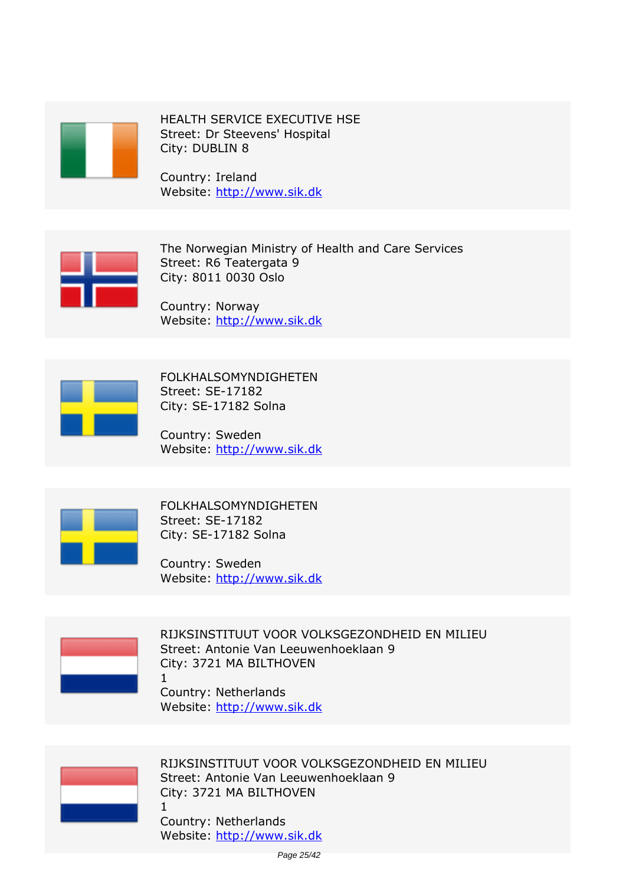HEALTH SERVICE EXECUTIVE HSE
Street: Dr Steevens' Hospital
City: DUBLIN 8

Country: Ireland
Website: http://www.sik.dk

The Norwegian Ministry of Health and Care Services
Street: R6 Teatergata 9
City: 8011 0030 Oslo

Country: Norway
Website: http://www.sik.dk

FOLKHALSOMYNDIGHETEN
Street: SE-17182
City: SE-17182 Solna

Country: Sweden
Website: http://www.sik.dk

FOLKHALSOMYNDIGHETEN
Street: SE-17182
City: SE-17182 Solna

Country: Sweden
Website: http://www.sik.dk

RIJKSINSTITUUT VOOR VOLKSGEZONDHEID EN MILIEU
Street: Antonie Van Leeuwenhoeklaan 9
City: 3721 MA BILTHOVEN
1
Country: Netherlands
Website: http://www.sik.dk

RIJKSINSTITUUT VOOR VOLKSGEZONDHEID EN MILIEU
Street: Antonie Van Leeuwenhoeklaan 9
City: 3721 MA BILTHOVEN
1
Country: Netherlands
Website: http://www.sik.dk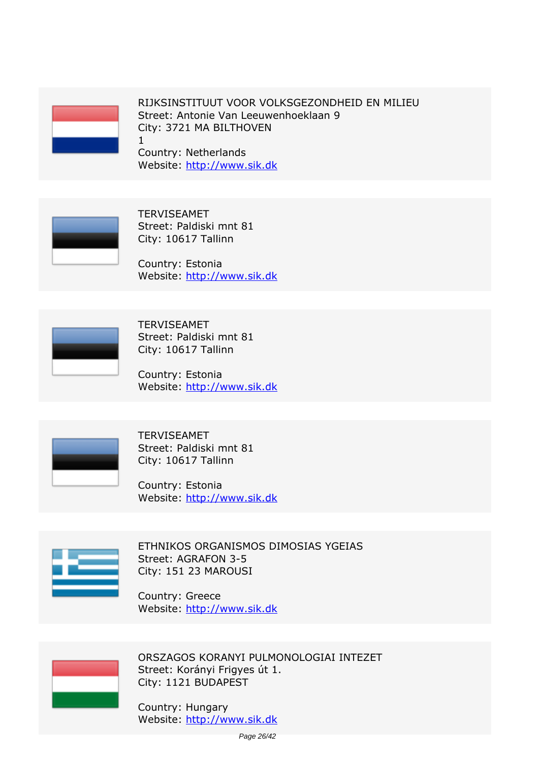RIJKSINSTITUUT VOOR VOLKSGEZONDHEID EN MILIEU
Street: Antonie Van Leeuwenhoeklaan 9
City: 3721 MA BILTHOVEN
1
Country: Netherlands
Website: http://www.sik.dk

TERVISEAMET
Street: Paldiski mnt 81
City: 10617 Tallinn

Country: Estonia
Website: http://www.sik.dk

TERVISEAMET
Street: Paldiski mnt 81
City: 10617 Tallinn

Country: Estonia
Website: http://www.sik.dk

TERVISEAMET
Street: Paldiski mnt 81
City: 10617 Tallinn

Country: Estonia
Website: http://www.sik.dk

ETHNIKOS ORGANISMOS DIMOSIAS YGEIAS
Street: AGRAFON 3-5
City: 151 23 MAROUSI

Country: Greece
Website: http://www.sik.dk

ORSZAGOS KORANYI PULMONOLOGIAI INTEZET
Street: Korányi Frigyes út 1.
City: 1121 BUDAPEST

Country: Hungary
Website: http://www.sik.dk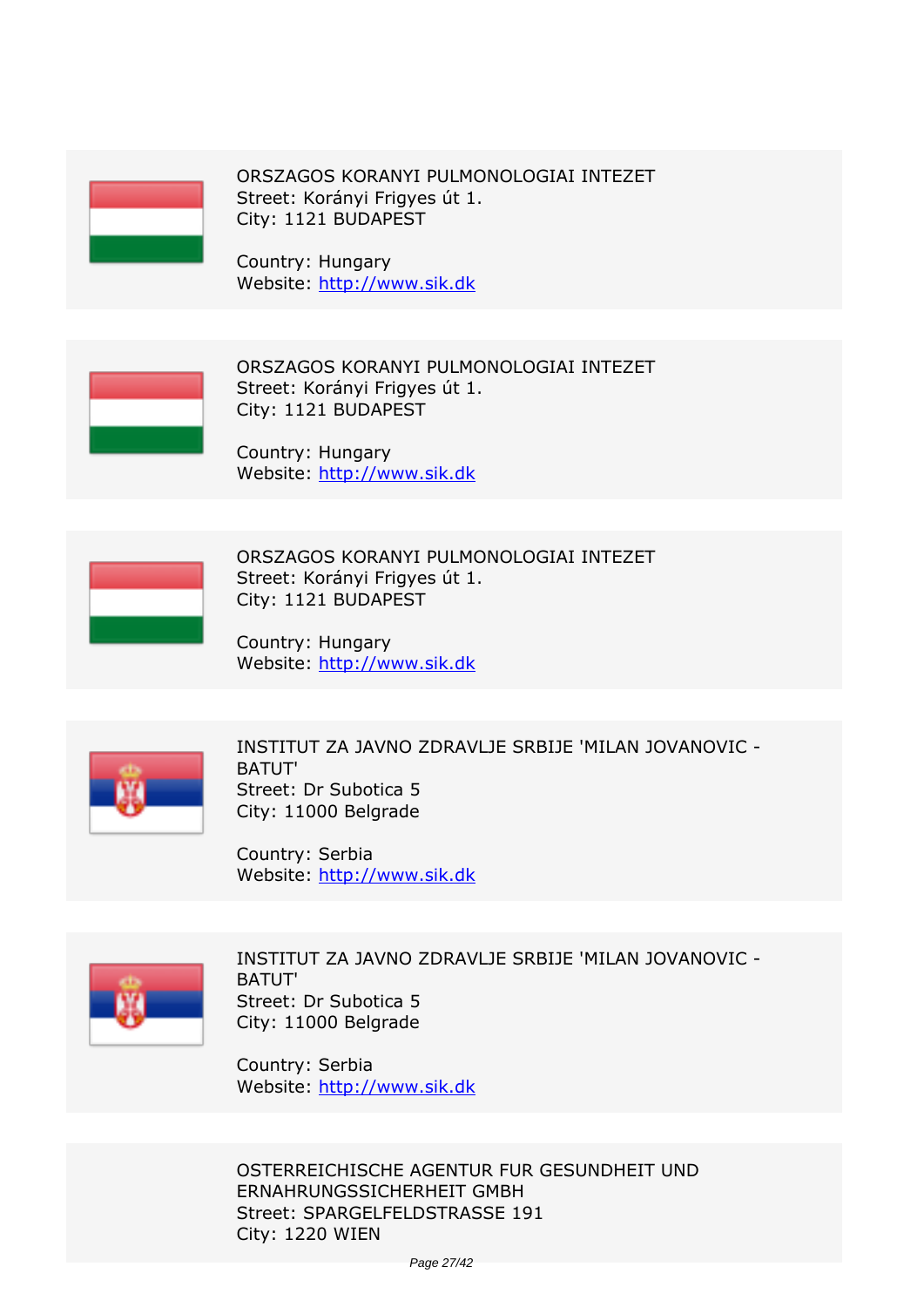ORSZAGOS KORANYI PULMONOLOGIAI INTEZET
Street: Korányi Frigyes út 1.
City: 1121 BUDAPEST

Country: Hungary
Website: http://www.sik.dk

ORSZAGOS KORANYI PULMONOLOGIAI INTEZET
Street: Korányi Frigyes út 1.
City: 1121 BUDAPEST

Country: Hungary
Website: http://www.sik.dk

ORSZAGOS KORANYI PULMONOLOGIAI INTEZET
Street: Korányi Frigyes út 1.
City: 1121 BUDAPEST

Country: Hungary
Website: http://www.sik.dk

INSTITUT ZA JAVNO ZDRAVLJE SRBIJE 'MILAN JOVANOVIC - BATUT'
Street: Dr Subotica 5
City: 11000 Belgrade

Country: Serbia
Website: http://www.sik.dk

INSTITUT ZA JAVNO ZDRAVLJE SRBIJE 'MILAN JOVANOVIC - BATUT'
Street: Dr Subotica 5
City: 11000 Belgrade

Country: Serbia
Website: http://www.sik.dk

OSTERREICHISCHE AGENTUR FUR GESUNDHEIT UND ERNAHRUNGSSICHERHEIT GMBH
Street: SPARGELFELDSTRASSE 191
City: 1220 WIEN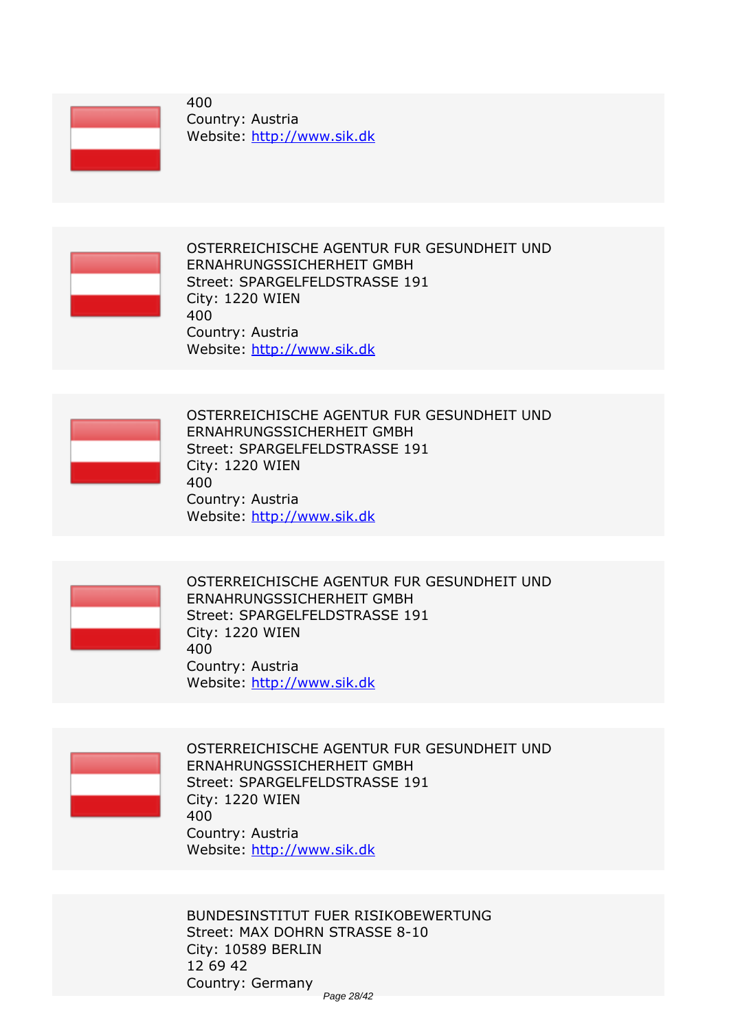400
Country: Austria
Website: http://www.sik.dk

OSTERREICHISCHE AGENTUR FUR GESUNDHEIT UND ERNAHRUNGSSICHERHEIT GMBH
Street: SPARGELFELDSTRASSE 191
City: 1220 WIEN
400
Country: Austria
Website: http://www.sik.dk

OSTERREICHISCHE AGENTUR FUR GESUNDHEIT UND ERNAHRUNGSSICHERHEIT GMBH
Street: SPARGELFELDSTRASSE 191
City: 1220 WIEN
400
Country: Austria
Website: http://www.sik.dk

OSTERREICHISCHE AGENTUR FUR GESUNDHEIT UND ERNAHRUNGSSICHERHEIT GMBH
Street: SPARGELFELDSTRASSE 191
City: 1220 WIEN
400
Country: Austria
Website: http://www.sik.dk

OSTERREICHISCHE AGENTUR FUR GESUNDHEIT UND ERNAHRUNGSSICHERHEIT GMBH
Street: SPARGELFELDSTRASSE 191
City: 1220 WIEN
400
Country: Austria
Website: http://www.sik.dk

BUNDESINSTITUT FUER RISIKOBEWERTUNG
Street: MAX DOHRN STRASSE 8-10
City: 10589 BERLIN
12 69 42
Country: Germany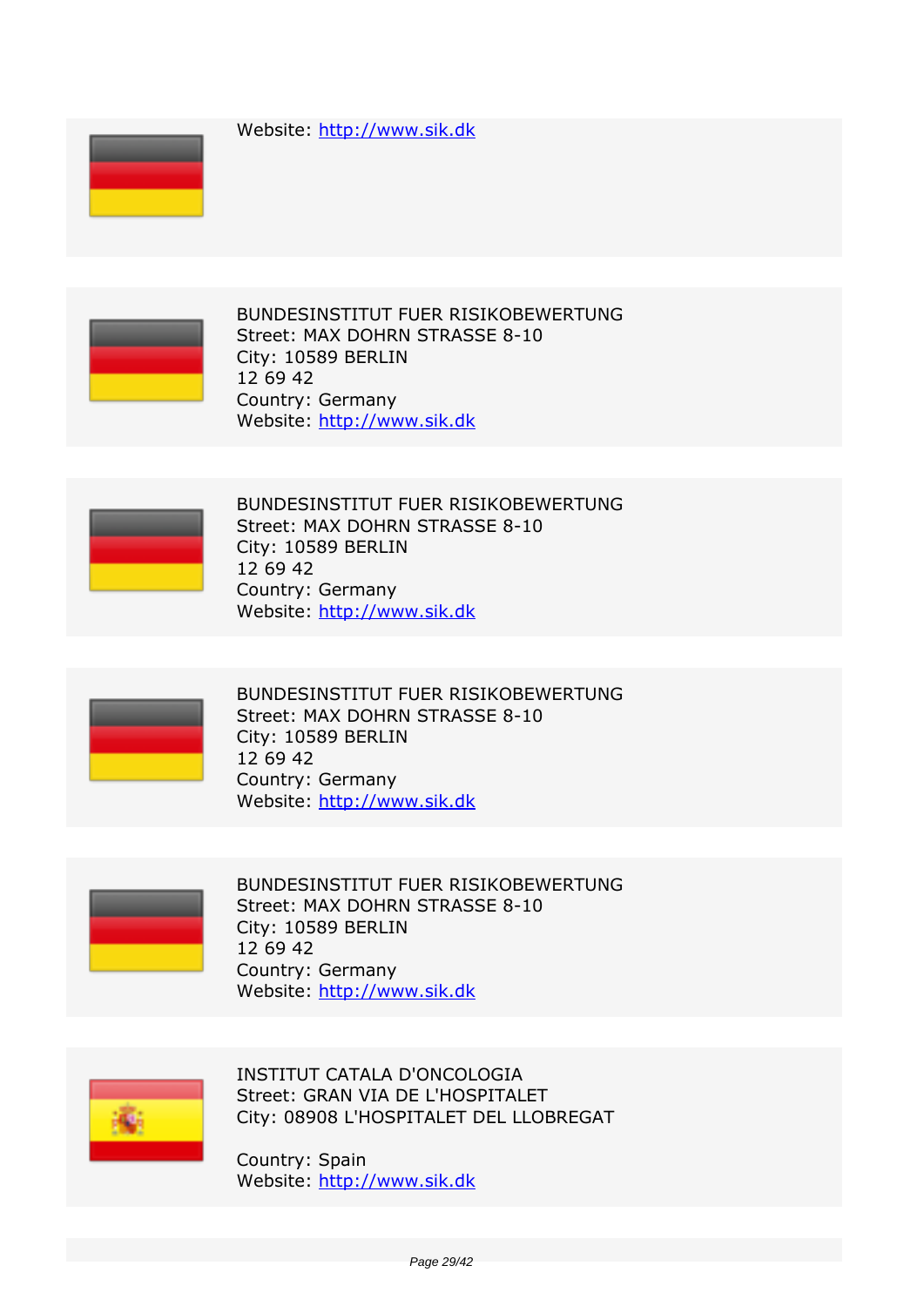Website: http://www.sik.dk

BUNDESINSTITUT FUER RISIKOBEWERTUNG
Street: MAX DOHRN STRASSE 8-10
City: 10589 BERLIN
12 69 42
Country: Germany
Website: http://www.sik.dk

BUNDESINSTITUT FUER RISIKOBEWERTUNG
Street: MAX DOHRN STRASSE 8-10
City: 10589 BERLIN
12 69 42
Country: Germany
Website: http://www.sik.dk

BUNDESINSTITUT FUER RISIKOBEWERTUNG
Street: MAX DOHRN STRASSE 8-10
City: 10589 BERLIN
12 69 42
Country: Germany
Website: http://www.sik.dk

BUNDESINSTITUT FUER RISIKOBEWERTUNG
Street: MAX DOHRN STRASSE 8-10
City: 10589 BERLIN
12 69 42
Country: Germany
Website: http://www.sik.dk

INSTITUT CATALA D'ONCOLOGIA
Street: GRAN VIA DE L'HOSPITALET
City: 08908 L'HOSPITALET DEL LLOBREGAT

Country: Spain
Website: http://www.sik.dk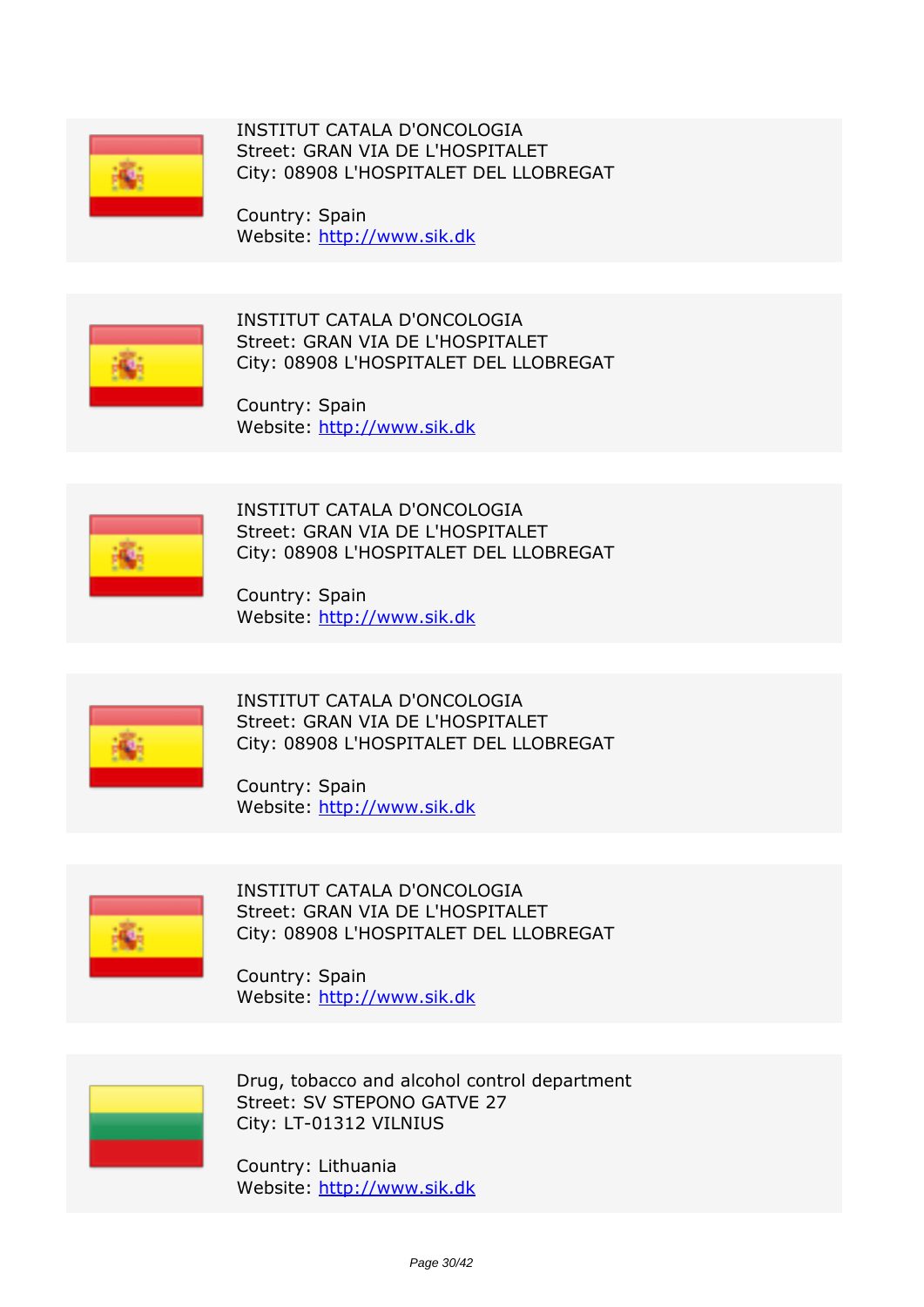INSTITUT CATALA D'ONCOLOGIA
Street: GRAN VIA DE L'HOSPITALET
City: 08908 L'HOSPITALET DEL LLOBREGAT

Country: Spain
Website: http://www.sik.dk

INSTITUT CATALA D'ONCOLOGIA
Street: GRAN VIA DE L'HOSPITALET
City: 08908 L'HOSPITALET DEL LLOBREGAT

Country: Spain
Website: http://www.sik.dk

INSTITUT CATALA D'ONCOLOGIA
Street: GRAN VIA DE L'HOSPITALET
City: 08908 L'HOSPITALET DEL LLOBREGAT

Country: Spain
Website: http://www.sik.dk

INSTITUT CATALA D'ONCOLOGIA
Street: GRAN VIA DE L'HOSPITALET
City: 08908 L'HOSPITALET DEL LLOBREGAT

Country: Spain
Website: http://www.sik.dk

INSTITUT CATALA D'ONCOLOGIA
Street: GRAN VIA DE L'HOSPITALET
City: 08908 L'HOSPITALET DEL LLOBREGAT

Country: Spain
Website: http://www.sik.dk

Drug, tobacco and alcohol control department
Street: SV STEPONO GATVE 27
City: LT-01312 VILNIUS

Country: Lithuania
Website: http://www.sik.dk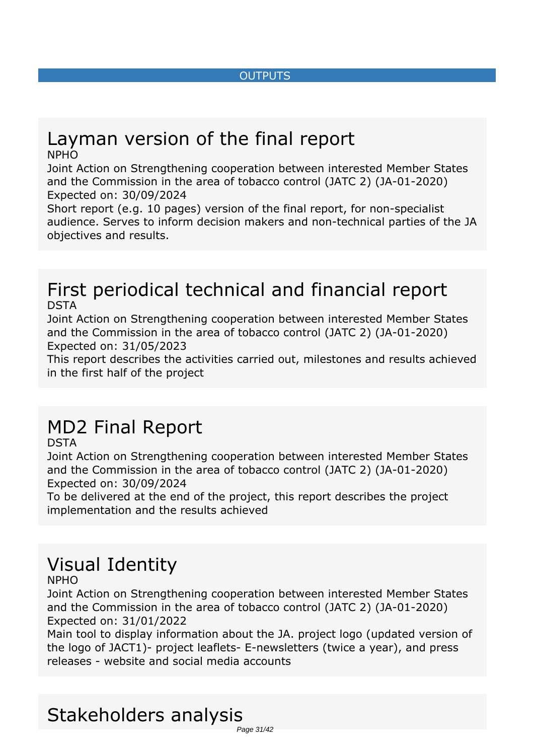OUTPUTS

# Layman version of the final report

NPHO

Joint Action on Strengthening cooperation between interested Member States and the Commission in the area of tobacco control (JATC 2) (JA-01-2020)

Expected on: 30/09/2024

Short report (e.g. 10 pages) version of the final report, for non-specialist audience. Serves to inform decision makers and non-technical parties of the JA objectives and results.

# First periodical technical and financial report

DSTA

Joint Action on Strengthening cooperation between interested Member States and the Commission in the area of tobacco control (JATC 2) (JA-01-2020)

Expected on: 31/05/2023

This report describes the activities carried out, milestones and results achieved in the first half of the project

# MD2 Final Report

DSTA

Joint Action on Strengthening cooperation between interested Member States and the Commission in the area of tobacco control (JATC 2) (JA-01-2020)

Expected on: 30/09/2024

To be delivered at the end of the project, this report describes the project implementation and the results achieved

# Visual Identity

NPHO

Joint Action on Strengthening cooperation between interested Member States and the Commission in the area of tobacco control (JATC 2) (JA-01-2020)

Expected on: 31/01/2022

Main tool to display information about the JA. project logo (updated version of the logo of JACT1)- project leaflets- E-newsletters (twice a year), and press releases - website and social media accounts

# Stakeholders analysis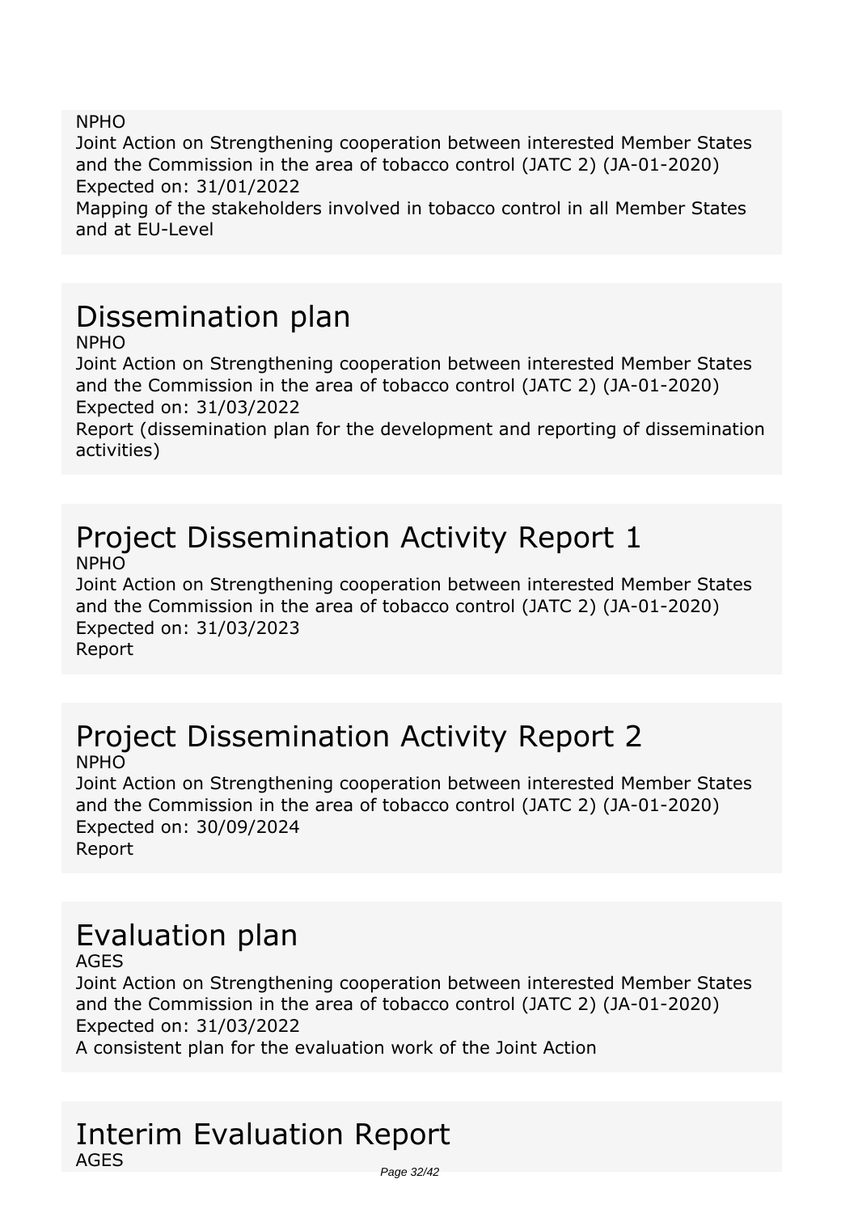NPHO
Joint Action on Strengthening cooperation between interested Member States and the Commission in the area of tobacco control (JATC 2) (JA-01-2020)
Expected on: 31/01/2022
Mapping of the stakeholders involved in tobacco control in all Member States and at EU-Level

# Dissemination plan

NPHO
Joint Action on Strengthening cooperation between interested Member States and the Commission in the area of tobacco control (JATC 2) (JA-01-2020)
Expected on: 31/03/2022
Report (dissemination plan for the development and reporting of dissemination activities)

# Project Dissemination Activity Report 1

NPHO
Joint Action on Strengthening cooperation between interested Member States and the Commission in the area of tobacco control (JATC 2) (JA-01-2020)
Expected on: 31/03/2023
Report

# Project Dissemination Activity Report 2

NPHO
Joint Action on Strengthening cooperation between interested Member States and the Commission in the area of tobacco control (JATC 2) (JA-01-2020)
Expected on: 30/09/2024
Report

# Evaluation plan

AGES
Joint Action on Strengthening cooperation between interested Member States and the Commission in the area of tobacco control (JATC 2) (JA-01-2020)
Expected on: 31/03/2022
A consistent plan for the evaluation work of the Joint Action

# Interim Evaluation Report

AGES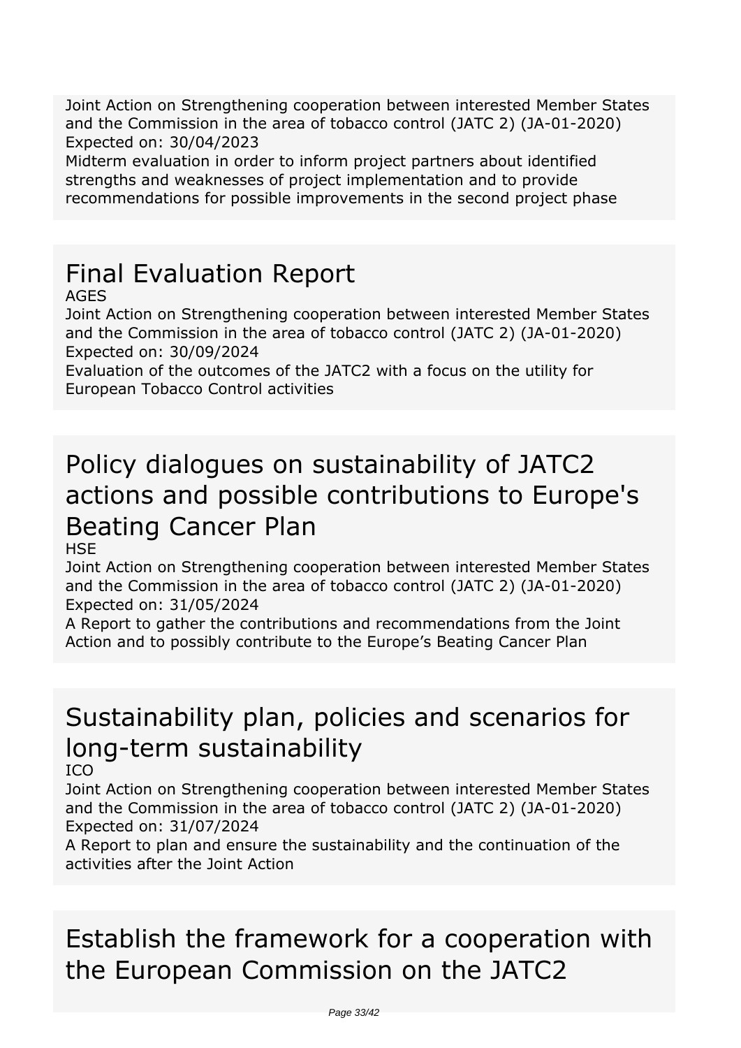Joint Action on Strengthening cooperation between interested Member States and the Commission in the area of tobacco control (JATC 2) (JA-01-2020)
Expected on: 30/04/2023
Midterm evaluation in order to inform project partners about identified strengths and weaknesses of project implementation and to provide recommendations for possible improvements in the second project phase

# Final Evaluation Report

AGES
Joint Action on Strengthening cooperation between interested Member States and the Commission in the area of tobacco control (JATC 2) (JA-01-2020)
Expected on: 30/09/2024
Evaluation of the outcomes of the JATC2 with a focus on the utility for European Tobacco Control activities

# Policy dialogues on sustainability of JATC2 actions and possible contributions to Europe's Beating Cancer Plan

HSE
Joint Action on Strengthening cooperation between interested Member States and the Commission in the area of tobacco control (JATC 2) (JA-01-2020)
Expected on: 31/05/2024
A Report to gather the contributions and recommendations from the Joint Action and to possibly contribute to the Europe’s Beating Cancer Plan

# Sustainability plan, policies and scenarios for long-term sustainability

ICO
Joint Action on Strengthening cooperation between interested Member States and the Commission in the area of tobacco control (JATC 2) (JA-01-2020)
Expected on: 31/07/2024
A Report to plan and ensure the sustainability and the continuation of the activities after the Joint Action

# Establish the framework for a cooperation with the European Commission on the JATC2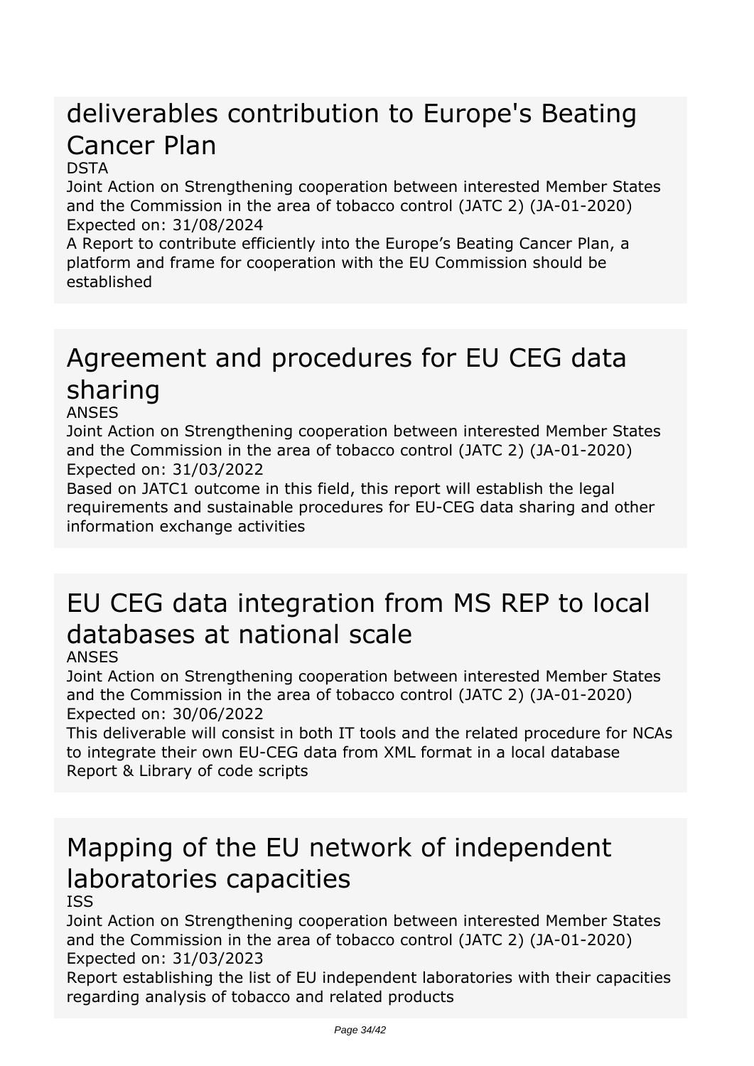# deliverables contribution to Europe's Beating Cancer Plan

DSTA

Joint Action on Strengthening cooperation between interested Member States and the Commission in the area of tobacco control (JATC 2) (JA-01-2020)

Expected on: 31/08/2024

A Report to contribute efficiently into the Europe’s Beating Cancer Plan, a platform and frame for cooperation with the EU Commission should be established

# Agreement and procedures for EU CEG data sharing

ANSES

Joint Action on Strengthening cooperation between interested Member States and the Commission in the area of tobacco control (JATC 2) (JA-01-2020)

Expected on: 31/03/2022

Based on JATC1 outcome in this field, this report will establish the legal requirements and sustainable procedures for EU-CEG data sharing and other information exchange activities

# EU CEG data integration from MS REP to local databases at national scale

ANSES

Joint Action on Strengthening cooperation between interested Member States and the Commission in the area of tobacco control (JATC 2) (JA-01-2020)

Expected on: 30/06/2022

This deliverable will consist in both IT tools and the related procedure for NCAs to integrate their own EU-CEG data from XML format in a local database Report & Library of code scripts

# Mapping of the EU network of independent laboratories capacities

ISS

Joint Action on Strengthening cooperation between interested Member States and the Commission in the area of tobacco control (JATC 2) (JA-01-2020)

Expected on: 31/03/2023

Report establishing the list of EU independent laboratories with their capacities regarding analysis of tobacco and related products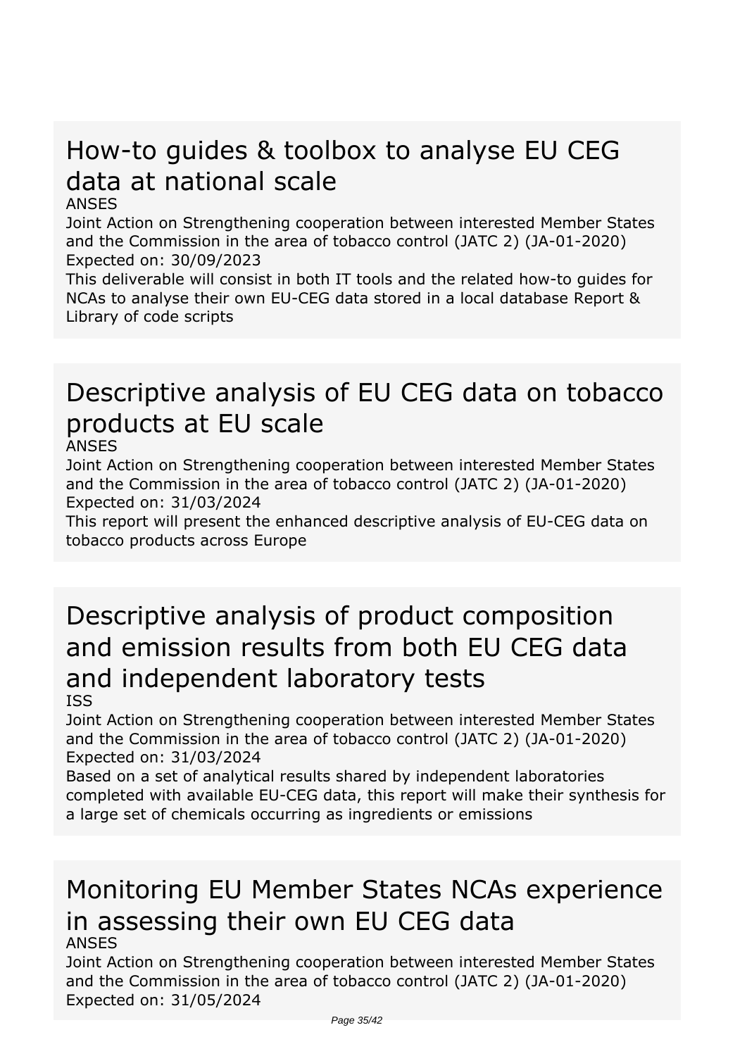## How-to guides & toolbox to analyse EU CEG data at national scale

ANSES

Joint Action on Strengthening cooperation between interested Member States and the Commission in the area of tobacco control (JATC 2) (JA-01-2020)

Expected on: 30/09/2023

This deliverable will consist in both IT tools and the related how-to guides for NCAs to analyse their own EU-CEG data stored in a local database Report & Library of code scripts

## Descriptive analysis of EU CEG data on tobacco products at EU scale

ANSES

Joint Action on Strengthening cooperation between interested Member States and the Commission in the area of tobacco control (JATC 2) (JA-01-2020)

Expected on: 31/03/2024

This report will present the enhanced descriptive analysis of EU-CEG data on tobacco products across Europe

## Descriptive analysis of product composition and emission results from both EU CEG data and independent laboratory tests

ISS

Joint Action on Strengthening cooperation between interested Member States and the Commission in the area of tobacco control (JATC 2) (JA-01-2020)

Expected on: 31/03/2024

Based on a set of analytical results shared by independent laboratories completed with available EU-CEG data, this report will make their synthesis for a large set of chemicals occurring as ingredients or emissions

## Monitoring EU Member States NCAs experience in assessing their own EU CEG data

ANSES

Joint Action on Strengthening cooperation between interested Member States and the Commission in the area of tobacco control (JATC 2) (JA-01-2020)

Expected on: 31/05/2024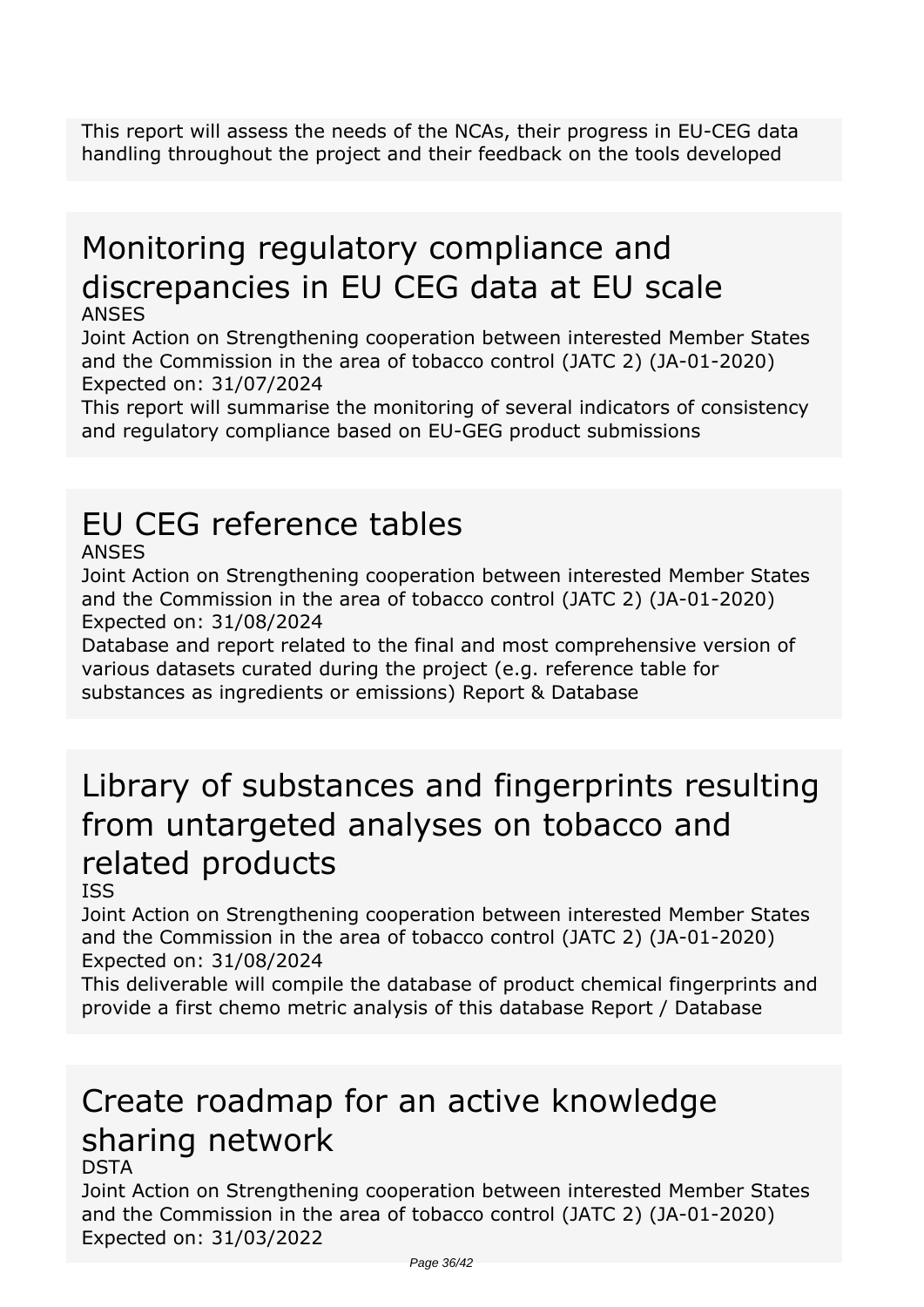This report will assess the needs of the NCAs, their progress in EU-CEG data handling throughout the project and their feedback on the tools developed

# Monitoring regulatory compliance and discrepancies in EU CEG data at EU scale

ANSES

Joint Action on Strengthening cooperation between interested Member States and the Commission in the area of tobacco control (JATC 2) (JA-01-2020)

Expected on: 31/07/2024

This report will summarise the monitoring of several indicators of consistency and regulatory compliance based on EU-GEG product submissions

# EU CEG reference tables

ANSES

Joint Action on Strengthening cooperation between interested Member States and the Commission in the area of tobacco control (JATC 2) (JA-01-2020)

Expected on: 31/08/2024

Database and report related to the final and most comprehensive version of various datasets curated during the project (e.g. reference table for substances as ingredients or emissions) Report & Database

# Library of substances and fingerprints resulting from untargeted analyses on tobacco and related products

ISS

Joint Action on Strengthening cooperation between interested Member States and the Commission in the area of tobacco control (JATC 2) (JA-01-2020)

Expected on: 31/08/2024

This deliverable will compile the database of product chemical fingerprints and provide a first chemo metric analysis of this database Report / Database

# Create roadmap for an active knowledge sharing network

DSTA

Joint Action on Strengthening cooperation between interested Member States and the Commission in the area of tobacco control (JATC 2) (JA-01-2020)

Expected on: 31/03/2022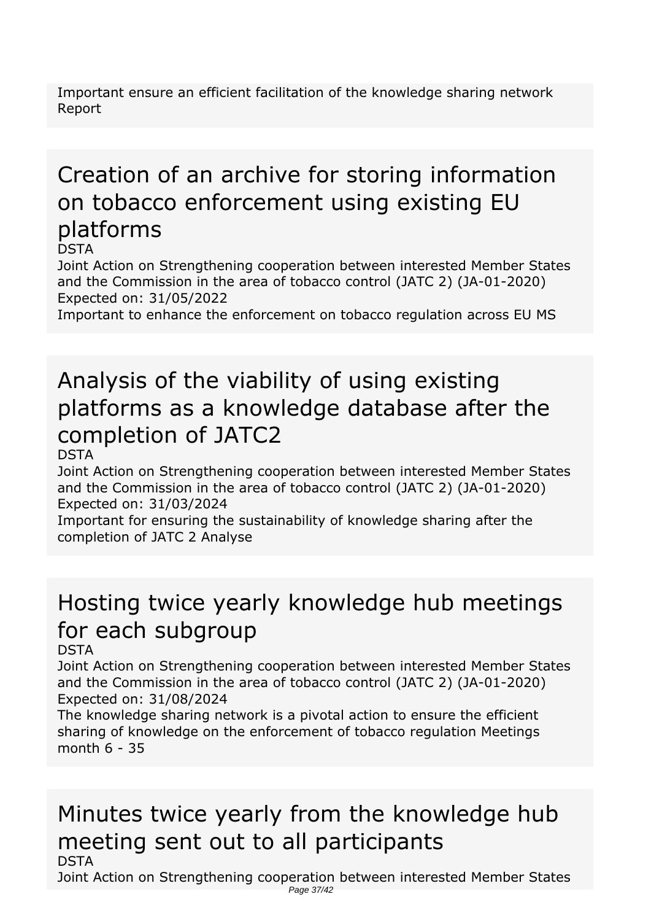Important ensure an efficient facilitation of the knowledge sharing network Report

# Creation of an archive for storing information on tobacco enforcement using existing EU platforms

DSTA

Joint Action on Strengthening cooperation between interested Member States and the Commission in the area of tobacco control (JATC 2) (JA-01-2020)

Expected on: 31/05/2022

Important to enhance the enforcement on tobacco regulation across EU MS

# Analysis of the viability of using existing platforms as a knowledge database after the completion of JATC2

DSTA

Joint Action on Strengthening cooperation between interested Member States and the Commission in the area of tobacco control (JATC 2) (JA-01-2020)

Expected on: 31/03/2024

Important for ensuring the sustainability of knowledge sharing after the completion of JATC 2 Analyse

# Hosting twice yearly knowledge hub meetings for each subgroup

DSTA

Joint Action on Strengthening cooperation between interested Member States and the Commission in the area of tobacco control (JATC 2) (JA-01-2020)

Expected on: 31/08/2024

The knowledge sharing network is a pivotal action to ensure the efficient sharing of knowledge on the enforcement of tobacco regulation Meetings month 6 - 35

# Minutes twice yearly from the knowledge hub meeting sent out to all participants

DSTA

Joint Action on Strengthening cooperation between interested Member States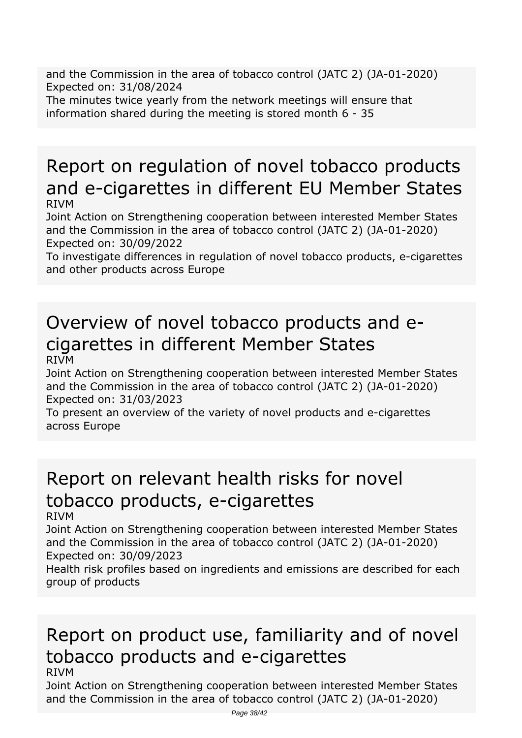and the Commission in the area of tobacco control (JATC 2) (JA-01-2020)
Expected on: 31/08/2024
The minutes twice yearly from the network meetings will ensure that information shared during the meeting is stored month 6 - 35

## Report on regulation of novel tobacco products and e-cigarettes in different EU Member States

RIVM
Joint Action on Strengthening cooperation between interested Member States and the Commission in the area of tobacco control (JATC 2) (JA-01-2020)
Expected on: 30/09/2022
To investigate differences in regulation of novel tobacco products, e-cigarettes and other products across Europe

## Overview of novel tobacco products and e-cigarettes in different Member States

RIVM
Joint Action on Strengthening cooperation between interested Member States and the Commission in the area of tobacco control (JATC 2) (JA-01-2020)
Expected on: 31/03/2023
To present an overview of the variety of novel products and e-cigarettes across Europe

## Report on relevant health risks for novel tobacco products, e-cigarettes

RIVM
Joint Action on Strengthening cooperation between interested Member States and the Commission in the area of tobacco control (JATC 2) (JA-01-2020)
Expected on: 30/09/2023
Health risk profiles based on ingredients and emissions are described for each group of products

## Report on product use, familiarity and of novel tobacco products and e-cigarettes

RIVM
Joint Action on Strengthening cooperation between interested Member States and the Commission in the area of tobacco control (JATC 2) (JA-01-2020)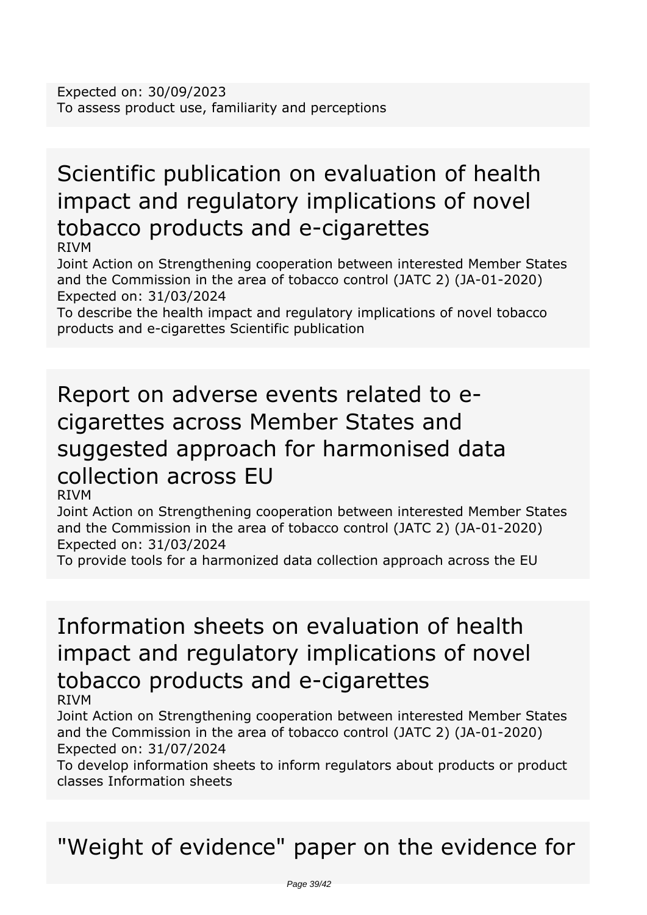Expected on: 30/09/2023
To assess product use, familiarity and perceptions

## Scientific publication on evaluation of health impact and regulatory implications of novel tobacco products and e-cigarettes

RIVM
Joint Action on Strengthening cooperation between interested Member States and the Commission in the area of tobacco control (JATC 2) (JA-01-2020)
Expected on: 31/03/2024
To describe the health impact and regulatory implications of novel tobacco products and e-cigarettes Scientific publication

## Report on adverse events related to e-cigarettes across Member States and suggested approach for harmonised data collection across EU

RIVM
Joint Action on Strengthening cooperation between interested Member States and the Commission in the area of tobacco control (JATC 2) (JA-01-2020)
Expected on: 31/03/2024
To provide tools for a harmonized data collection approach across the EU

## Information sheets on evaluation of health impact and regulatory implications of novel tobacco products and e-cigarettes

RIVM
Joint Action on Strengthening cooperation between interested Member States and the Commission in the area of tobacco control (JATC 2) (JA-01-2020)
Expected on: 31/07/2024
To develop information sheets to inform regulators about products or product classes Information sheets

## "Weight of evidence" paper on the evidence for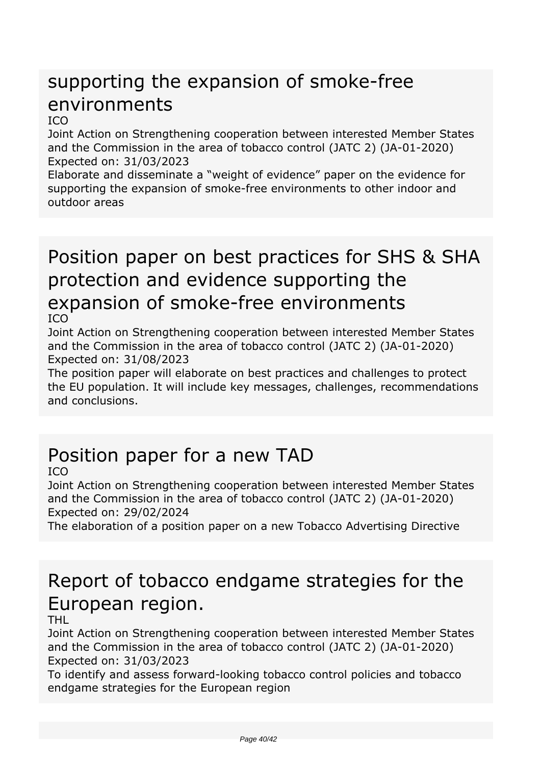# supporting the expansion of smoke-free environments

ICO

Joint Action on Strengthening cooperation between interested Member States and the Commission in the area of tobacco control (JATC 2) (JA-01-2020)

Expected on: 31/03/2023

Elaborate and disseminate a “weight of evidence” paper on the evidence for supporting the expansion of smoke-free environments to other indoor and outdoor areas

# Position paper on best practices for SHS & SHA protection and evidence supporting the expansion of smoke-free environments

ICO

Joint Action on Strengthening cooperation between interested Member States and the Commission in the area of tobacco control (JATC 2) (JA-01-2020)

Expected on: 31/08/2023

The position paper will elaborate on best practices and challenges to protect the EU population. It will include key messages, challenges, recommendations and conclusions.

# Position paper for a new TAD

ICO

Joint Action on Strengthening cooperation between interested Member States and the Commission in the area of tobacco control (JATC 2) (JA-01-2020)

Expected on: 29/02/2024

The elaboration of a position paper on a new Tobacco Advertising Directive

# Report of tobacco endgame strategies for the European region.

THL

Joint Action on Strengthening cooperation between interested Member States and the Commission in the area of tobacco control (JATC 2) (JA-01-2020)

Expected on: 31/03/2023

To identify and assess forward-looking tobacco control policies and tobacco endgame strategies for the European region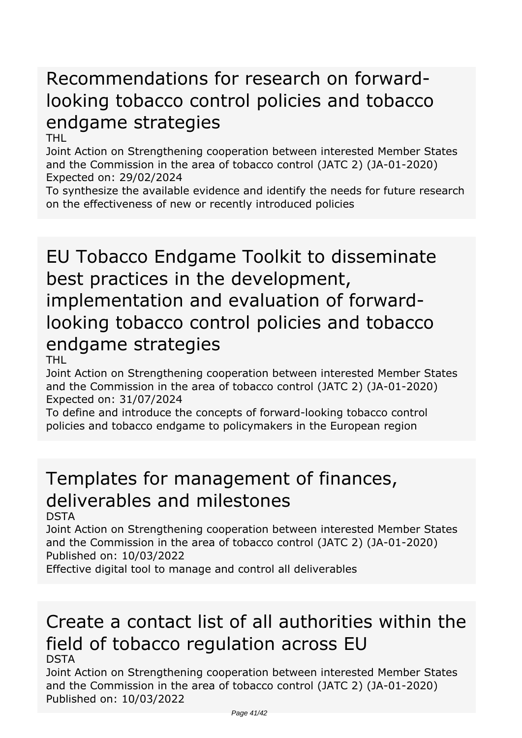# Recommendations for research on forward-looking tobacco control policies and tobacco endgame strategies

THL

Joint Action on Strengthening cooperation between interested Member States and the Commission in the area of tobacco control (JATC 2) (JA-01-2020)

Expected on: 29/02/2024

To synthesize the available evidence and identify the needs for future research on the effectiveness of new or recently introduced policies

# EU Tobacco Endgame Toolkit to disseminate best practices in the development, implementation and evaluation of forward-looking tobacco control policies and tobacco endgame strategies

THL

Joint Action on Strengthening cooperation between interested Member States and the Commission in the area of tobacco control (JATC 2) (JA-01-2020)

Expected on: 31/07/2024

To define and introduce the concepts of forward-looking tobacco control policies and tobacco endgame to policymakers in the European region

# Templates for management of finances, deliverables and milestones

DSTA

Joint Action on Strengthening cooperation between interested Member States and the Commission in the area of tobacco control (JATC 2) (JA-01-2020)

Published on: 10/03/2022

Effective digital tool to manage and control all deliverables

# Create a contact list of all authorities within the field of tobacco regulation across EU

DSTA

Joint Action on Strengthening cooperation between interested Member States and the Commission in the area of tobacco control (JATC 2) (JA-01-2020)

Published on: 10/03/2022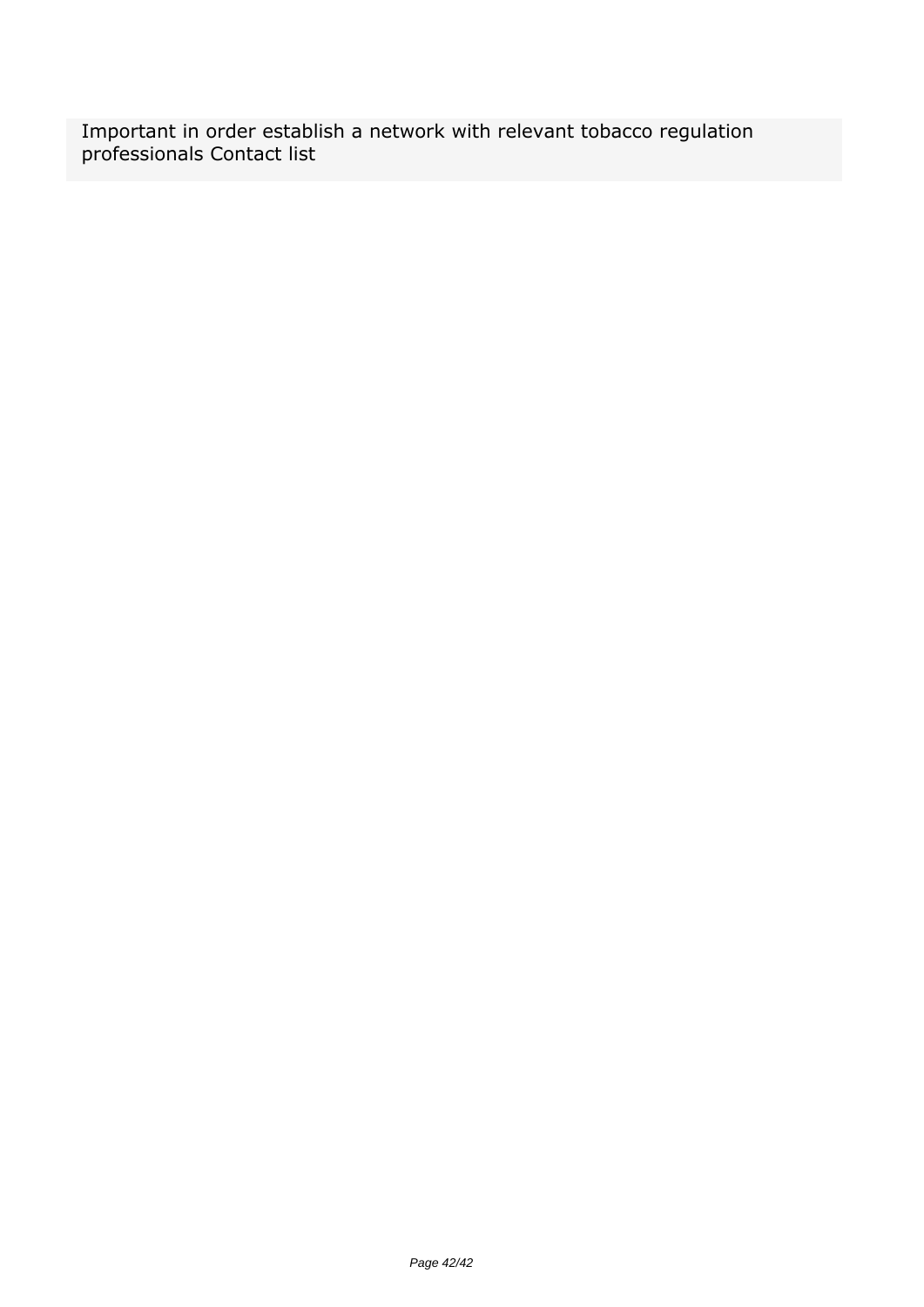Important in order establish a network with relevant tobacco regulation professionals Contact list